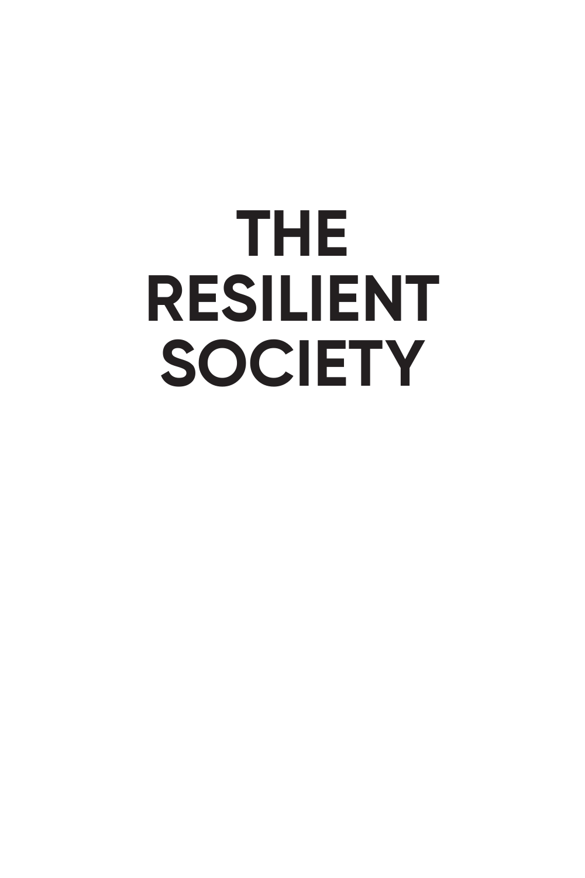# THE RESILIENT SOCIETY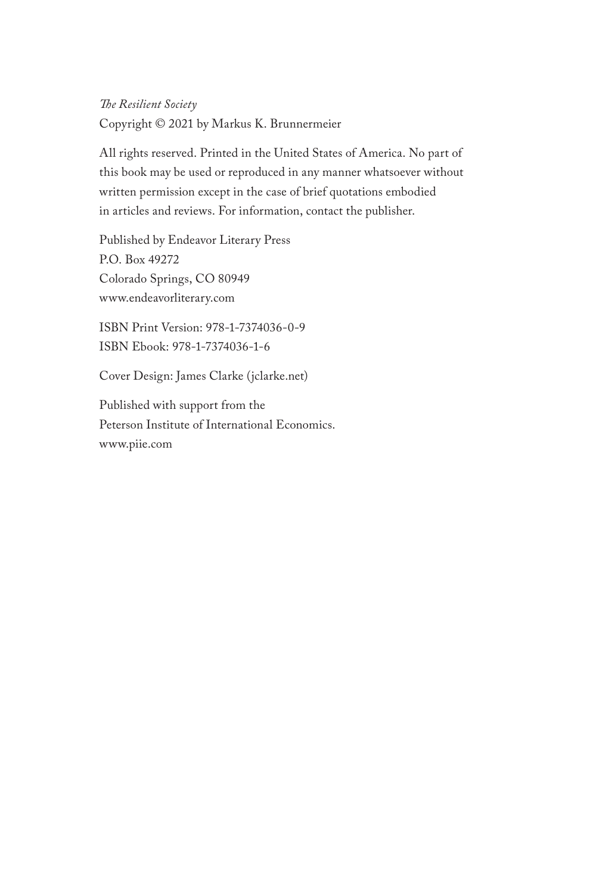*The Resilient Society*
Copyright © 2021 by Markus K. Brunnermeier

All rights reserved. Printed in the United States of America. No part of this book may be used or reproduced in any manner whatsoever without written permission except in the case of brief quotations embodied in articles and reviews. For information, contact the publisher.

Published by Endeavor Literary Press
P.O. Box 49272
Colorado Springs, CO 80949
www.endeavorliterary.com

ISBN Print Version: 978-1-7374036-0-9
ISBN Ebook: 978-1-7374036-1-6

Cover Design: James Clarke (jclarke.net)

Published with support from the
Peterson Institute of International Economics.
www.piie.com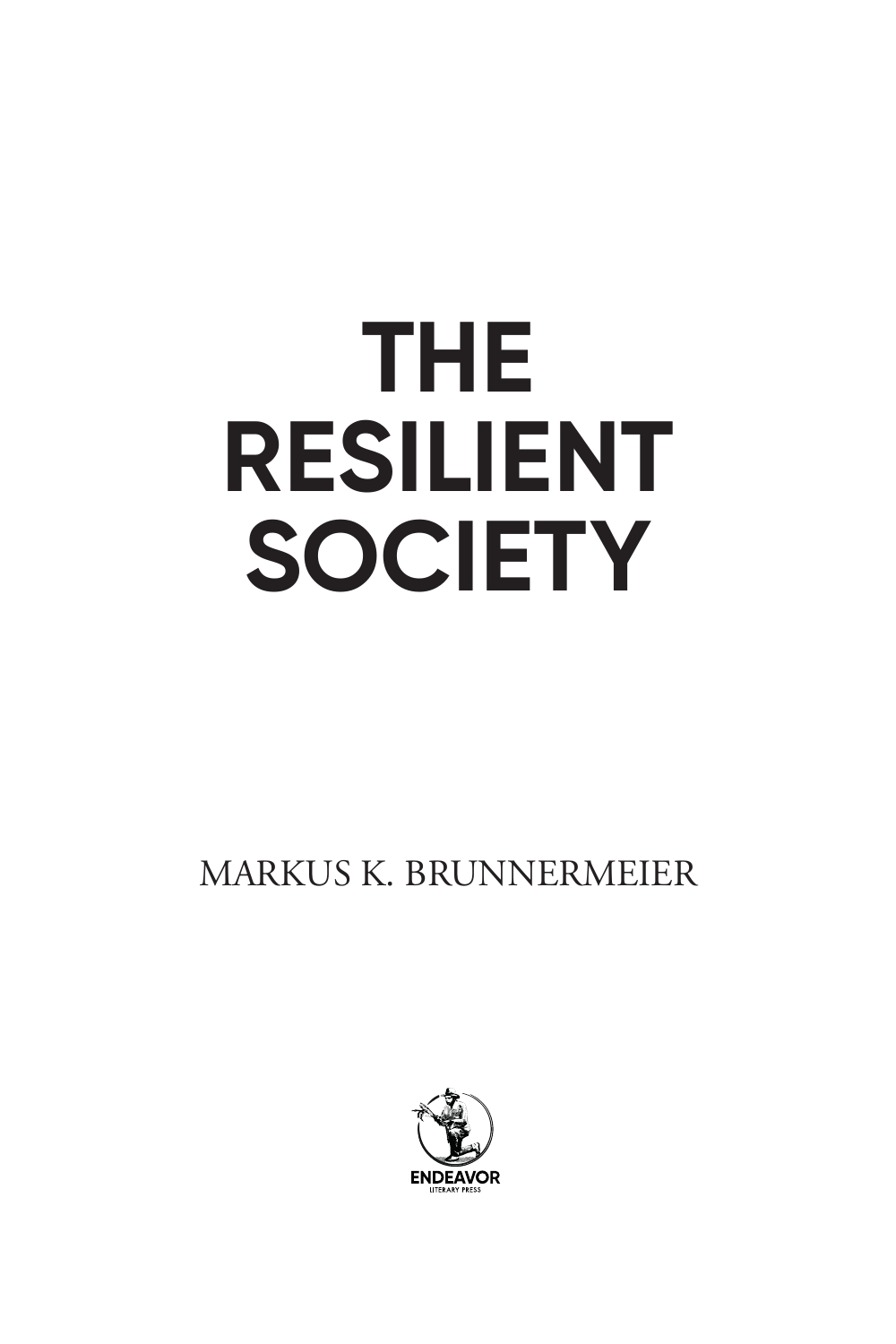# THE RESILIENT SOCIETY

MARKUS K. BRUNNERMEIER

ENDEAVOR

LITERARY PRESS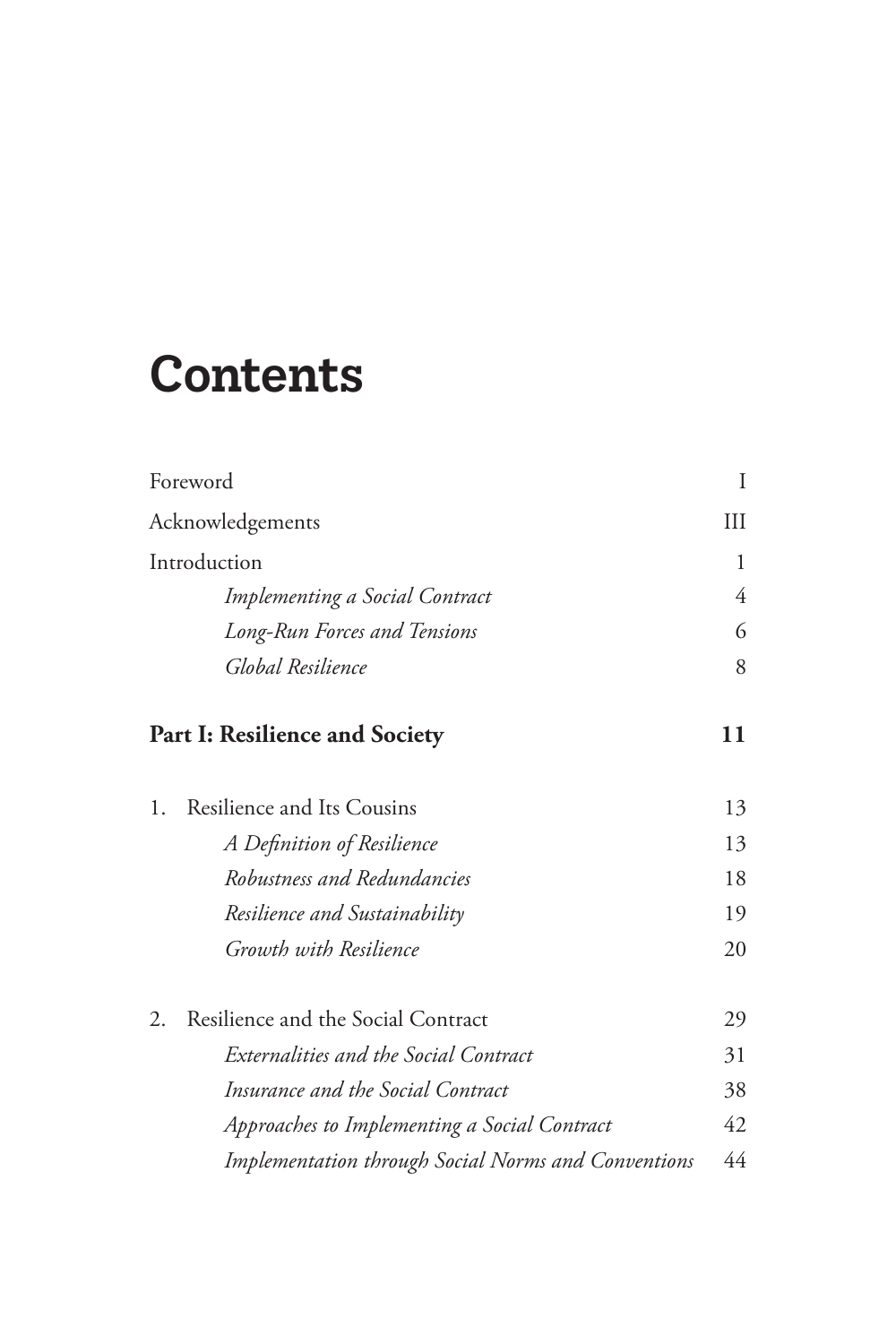# Contents

Foreword I

Acknowledgements III

Introduction 1

- *Implementing a Social Contract* 4
- *Long-Run Forces and Tensions* 6
- *Global Resilience* 8

**Part I: Resilience and Society** **11**

1. Resilience and Its Cousins 13
    - *A Definition of Resilience* 13
    - *Robustness and Redundancies* 18
    - *Resilience and Sustainability* 19
    - *Growth with Resilience* 20

2. Resilience and the Social Contract 29
    - *Externalities and the Social Contract* 31
    - *Insurance and the Social Contract* 38
    - *Approaches to Implementing a Social Contract* 42
    - *Implementation through Social Norms and Conventions* 44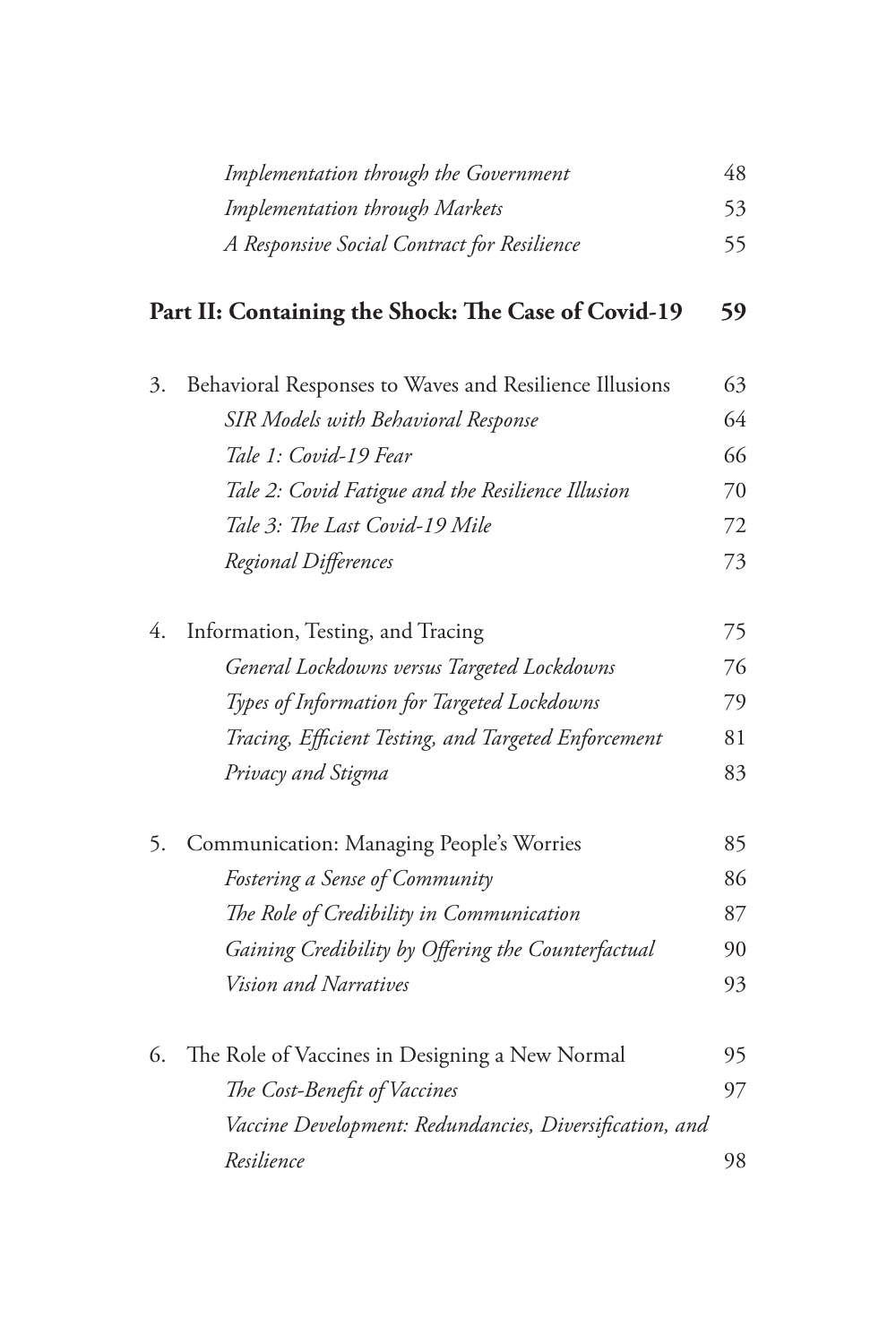*Implementation through the Government* 48
*Implementation through Markets* 53
*A Responsive Social Contract for Resilience* 55

**Part II: Containing the Shock: The Case of Covid-19 59**

3. Behavioral Responses to Waves and Resilience Illusions 63
   *SIR Models with Behavioral Response* 64
   *Tale 1: Covid-19 Fear* 66
   *Tale 2: Covid Fatigue and the Resilience Illusion* 70
   *Tale 3: The Last Covid-19 Mile* 72
   *Regional Differences* 73

4. Information, Testing, and Tracing 75
   *General Lockdowns versus Targeted Lockdowns* 76
   *Types of Information for Targeted Lockdowns* 79
   *Tracing, Efficient Testing, and Targeted Enforcement* 81
   *Privacy and Stigma* 83

5. Communication: Managing People's Worries 85
   *Fostering a Sense of Community* 86
   *The Role of Credibility in Communication* 87
   *Gaining Credibility by Offering the Counterfactual* 90
   *Vision and Narratives* 93

6. The Role of Vaccines in Designing a New Normal 95
   *The Cost-Benefit of Vaccines* 97
   *Vaccine Development: Redundancies, Diversification, and Resilience* 98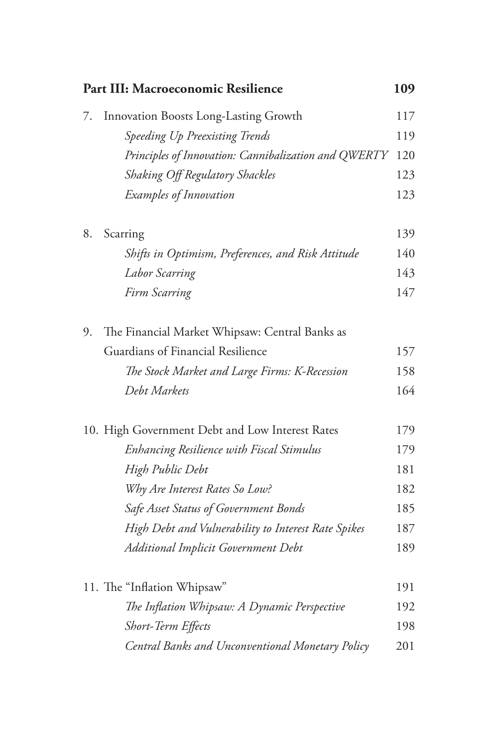**Part III: Macroeconomic Resilience** 109

7. Innovation Boosts Long-Lasting Growth 117
    - *Speeding Up Preexisting Trends* 119
    - *Principles of Innovation: Cannibalization and QWERTY* 120
    - *Shaking Off Regulatory Shackles* 123
    - *Examples of Innovation* 123

8. Scarring 139
    - *Shifts in Optimism, Preferences, and Risk Attitude* 140
    - *Labor Scarring* 143
    - *Firm Scarring* 147

9. The Financial Market Whipsaw: Central Banks as Guardians of Financial Resilience 157
    - *The Stock Market and Large Firms: K-Recession* 158
    - *Debt Markets* 164

10. High Government Debt and Low Interest Rates 179
    - *Enhancing Resilience with Fiscal Stimulus* 179
    - *High Public Debt* 181
    - *Why Are Interest Rates So Low?* 182
    - *Safe Asset Status of Government Bonds* 185
    - *High Debt and Vulnerability to Interest Rate Spikes* 187
    - *Additional Implicit Government Debt* 189

11. The "Inflation Whipsaw" 191
    - *The Inflation Whipsaw: A Dynamic Perspective* 192
    - *Short-Term Effects* 198
    - *Central Banks and Unconventional Monetary Policy* 201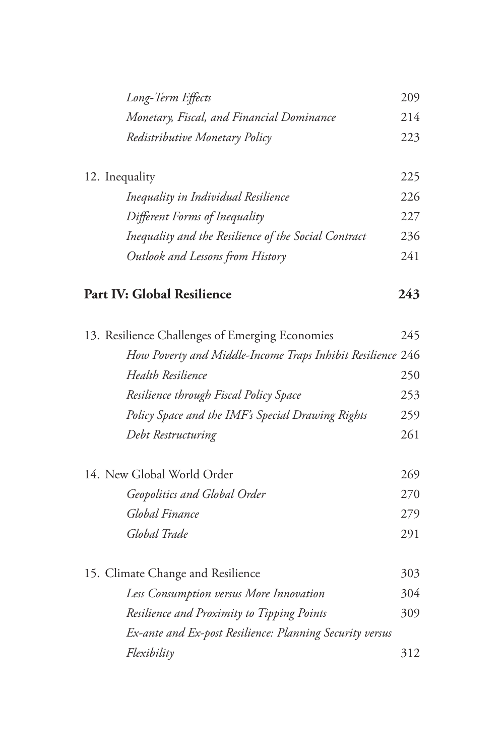*Long-Term Effects* 209
*Monetary, Fiscal, and Financial Dominance* 214
*Redistributive Monetary Policy* 223

12. Inequality 225
*Inequality in Individual Resilience* 226
*Different Forms of Inequality* 227
*Inequality and the Resilience of the Social Contract* 236
*Outlook and Lessons from History* 241

**Part IV: Global Resilience** **243**

13. Resilience Challenges of Emerging Economies 245
*How Poverty and Middle-Income Traps Inhibit Resilience* 246
*Health Resilience* 250
*Resilience through Fiscal Policy Space* 253
*Policy Space and the IMF's Special Drawing Rights* 259
*Debt Restructuring* 261

14. New Global World Order 269
*Geopolitics and Global Order* 270
*Global Finance* 279
*Global Trade* 291

15. Climate Change and Resilience 303
*Less Consumption versus More Innovation* 304
*Resilience and Proximity to Tipping Points* 309
*Ex-ante and Ex-post Resilience: Planning Security versus Flexibility* 312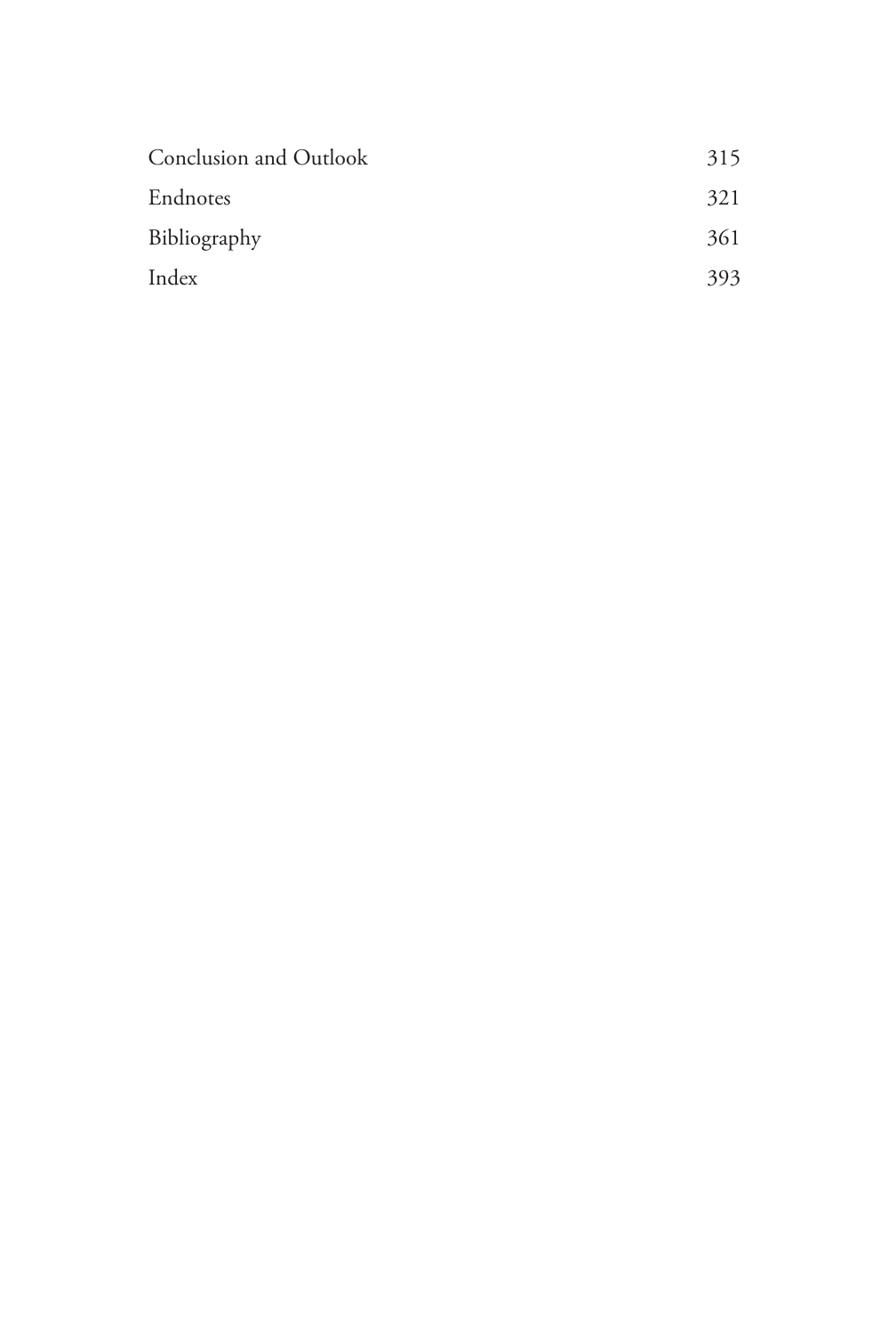| | |
|---|---|
| Conclusion and Outlook | 315 |
| Endnotes | 321 |
| Bibliography | 361 |
| Index | 393 |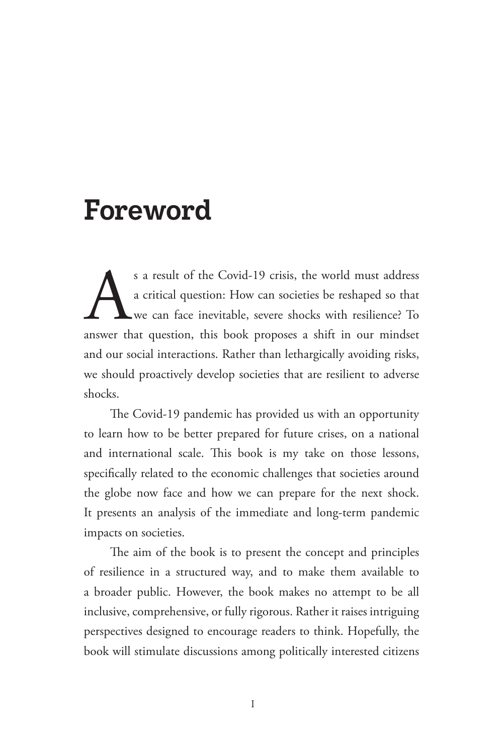# Foreword

As a result of the Covid-19 crisis, the world must address a critical question: How can societies be reshaped so that we can face inevitable, severe shocks with resilience? To answer that question, this book proposes a shift in our mindset and our social interactions. Rather than lethargically avoiding risks, we should proactively develop societies that are resilient to adverse shocks.

The Covid-19 pandemic has provided us with an opportunity to learn how to be better prepared for future crises, on a national and international scale. This book is my take on those lessons, specifically related to the economic challenges that societies around the globe now face and how we can prepare for the next shock. It presents an analysis of the immediate and long-term pandemic impacts on societies.

The aim of the book is to present the concept and principles of resilience in a structured way, and to make them available to a broader public. However, the book makes no attempt to be all inclusive, comprehensive, or fully rigorous. Rather it raises intriguing perspectives designed to encourage readers to think. Hopefully, the book will stimulate discussions among politically interested citizens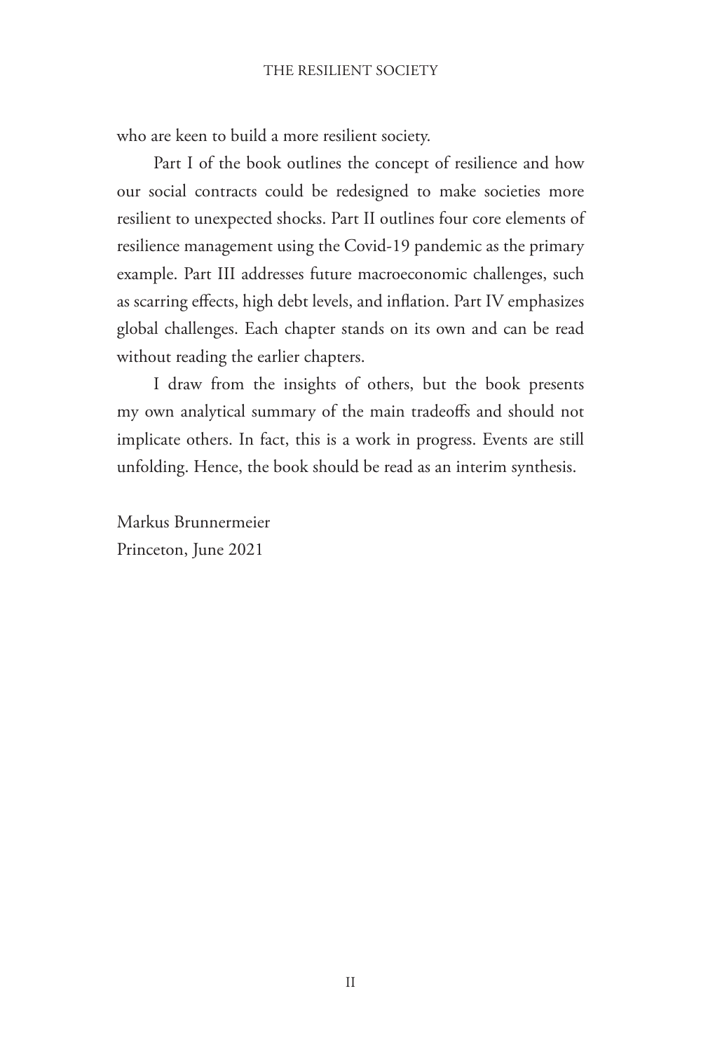who are keen to build a more resilient society.

Part I of the book outlines the concept of resilience and how our social contracts could be redesigned to make societies more resilient to unexpected shocks. Part II outlines four core elements of resilience management using the Covid-19 pandemic as the primary example. Part III addresses future macroeconomic challenges, such as scarring effects, high debt levels, and inflation. Part IV emphasizes global challenges. Each chapter stands on its own and can be read without reading the earlier chapters.

I draw from the insights of others, but the book presents my own analytical summary of the main tradeoffs and should not implicate others. In fact, this is a work in progress. Events are still unfolding. Hence, the book should be read as an interim synthesis.

Markus Brunnermeier
Princeton, June 2021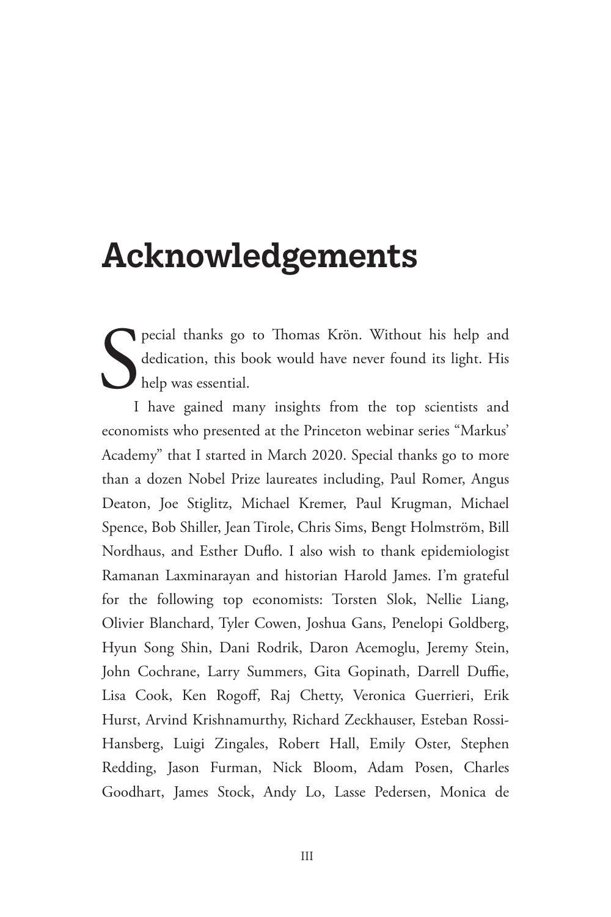# Acknowledgements

Special thanks go to Thomas Krön. Without his help and dedication, this book would have never found its light. His help was essential.

I have gained many insights from the top scientists and economists who presented at the Princeton webinar series "Markus' Academy" that I started in March 2020. Special thanks go to more than a dozen Nobel Prize laureates including, Paul Romer, Angus Deaton, Joe Stiglitz, Michael Kremer, Paul Krugman, Michael Spence, Bob Shiller, Jean Tirole, Chris Sims, Bengt Holmström, Bill Nordhaus, and Esther Duflo. I also wish to thank epidemiologist Ramanan Laxminarayan and historian Harold James. I'm grateful for the following top economists: Torsten Slok, Nellie Liang, Olivier Blanchard, Tyler Cowen, Joshua Gans, Penelopi Goldberg, Hyun Song Shin, Dani Rodrik, Daron Acemoglu, Jeremy Stein, John Cochrane, Larry Summers, Gita Gopinath, Darrell Duffie, Lisa Cook, Ken Rogoff, Raj Chetty, Veronica Guerrieri, Erik Hurst, Arvind Krishnamurthy, Richard Zeckhauser, Esteban Rossi-Hansberg, Luigi Zingales, Robert Hall, Emily Oster, Stephen Redding, Jason Furman, Nick Bloom, Adam Posen, Charles Goodhart, James Stock, Andy Lo, Lasse Pedersen, Monica de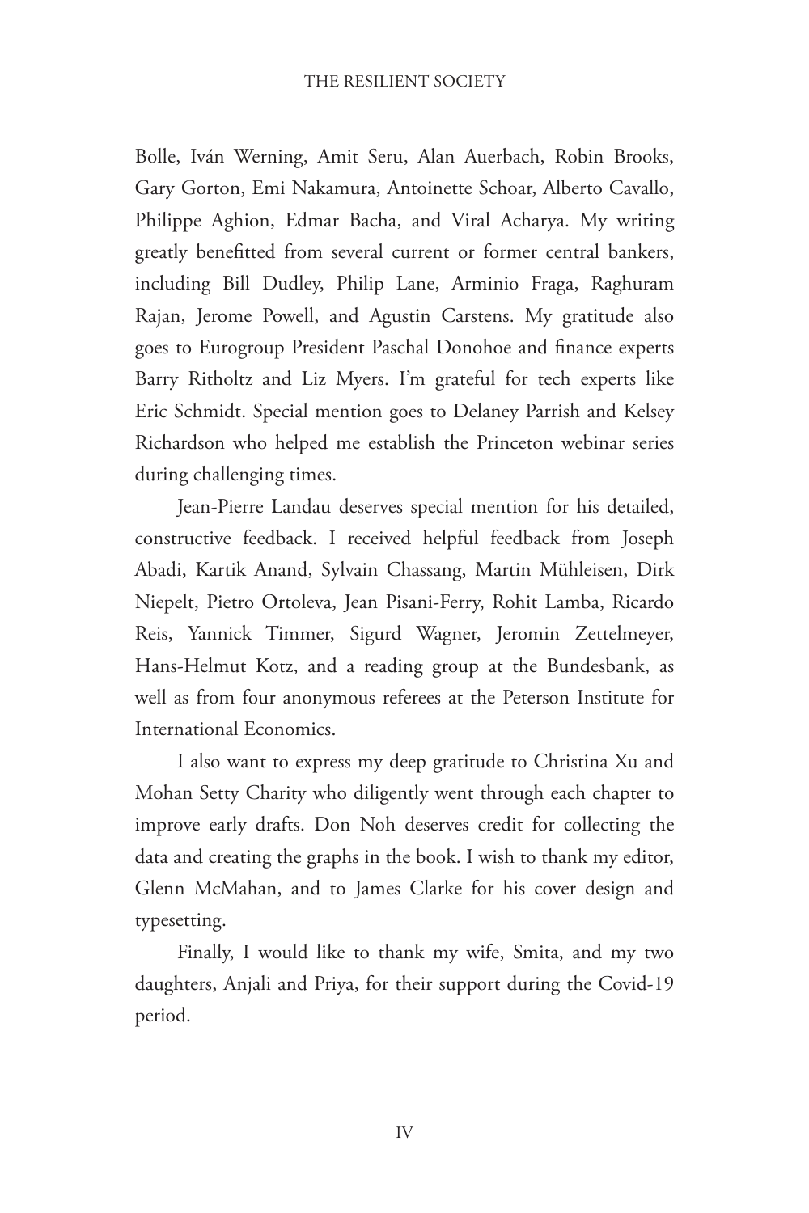Bolle, Iván Werning, Amit Seru, Alan Auerbach, Robin Brooks, Gary Gorton, Emi Nakamura, Antoinette Schoar, Alberto Cavallo, Philippe Aghion, Edmar Bacha, and Viral Acharya. My writing greatly benefitted from several current or former central bankers, including Bill Dudley, Philip Lane, Arminio Fraga, Raghuram Rajan, Jerome Powell, and Agustin Carstens. My gratitude also goes to Eurogroup President Paschal Donohoe and finance experts Barry Ritholtz and Liz Myers. I'm grateful for tech experts like Eric Schmidt. Special mention goes to Delaney Parrish and Kelsey Richardson who helped me establish the Princeton webinar series during challenging times.

Jean-Pierre Landau deserves special mention for his detailed, constructive feedback. I received helpful feedback from Joseph Abadi, Kartik Anand, Sylvain Chassang, Martin Mühleisen, Dirk Niepelt, Pietro Ortoleva, Jean Pisani-Ferry, Rohit Lamba, Ricardo Reis, Yannick Timmer, Sigurd Wagner, Jeromin Zettelmeyer, Hans-Helmut Kotz, and a reading group at the Bundesbank, as well as from four anonymous referees at the Peterson Institute for International Economics.

I also want to express my deep gratitude to Christina Xu and Mohan Setty Charity who diligently went through each chapter to improve early drafts. Don Noh deserves credit for collecting the data and creating the graphs in the book. I wish to thank my editor, Glenn McMahan, and to James Clarke for his cover design and typesetting.

Finally, I would like to thank my wife, Smita, and my two daughters, Anjali and Priya, for their support during the Covid-19 period.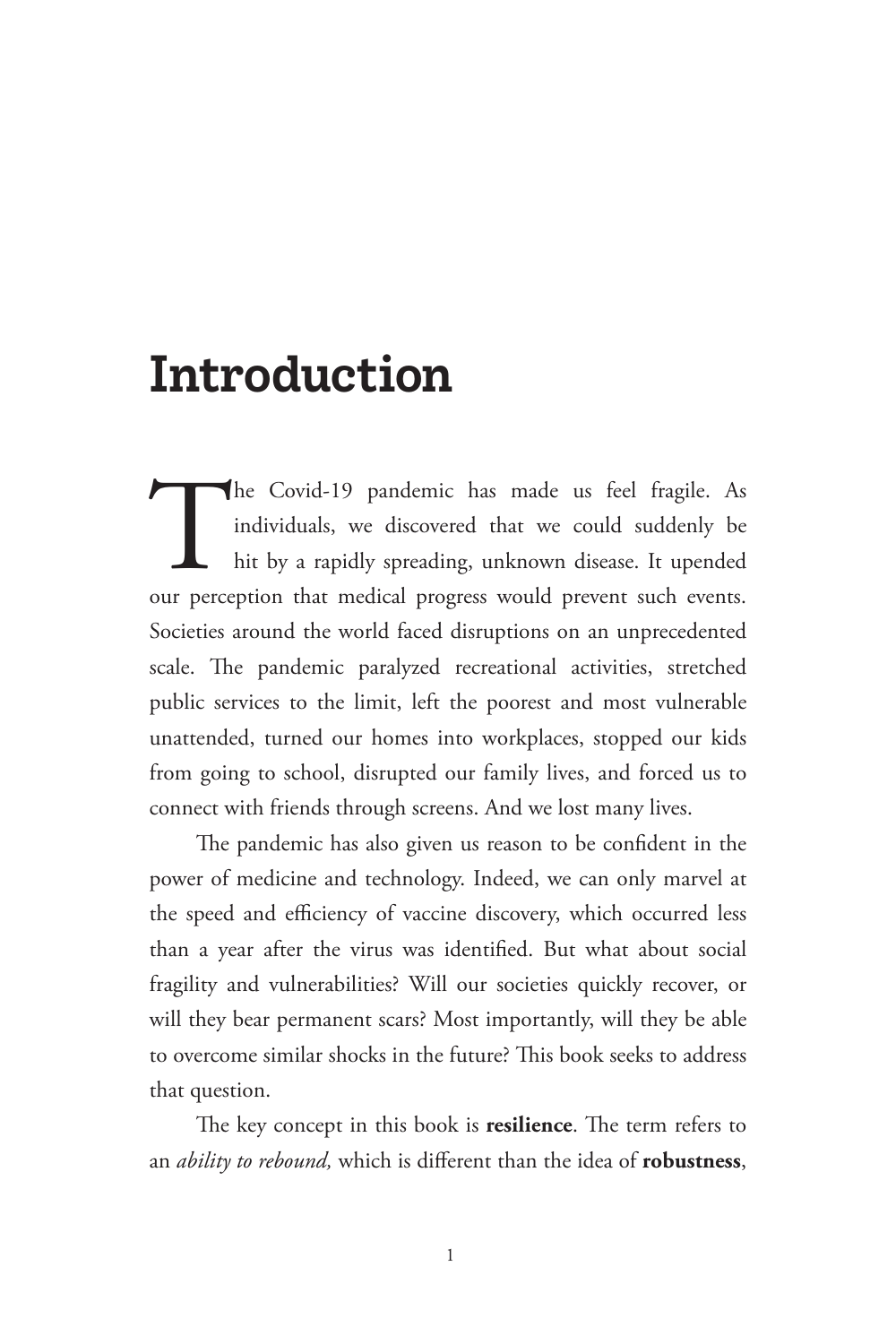# Introduction

The Covid-19 pandemic has made us feel fragile. As individuals, we discovered that we could suddenly be hit by a rapidly spreading, unknown disease. It upended our perception that medical progress would prevent such events. Societies around the world faced disruptions on an unprecedented scale. The pandemic paralyzed recreational activities, stretched public services to the limit, left the poorest and most vulnerable unattended, turned our homes into workplaces, stopped our kids from going to school, disrupted our family lives, and forced us to connect with friends through screens. And we lost many lives.

The pandemic has also given us reason to be confident in the power of medicine and technology. Indeed, we can only marvel at the speed and efficiency of vaccine discovery, which occurred less than a year after the virus was identified. But what about social fragility and vulnerabilities? Will our societies quickly recover, or will they bear permanent scars? Most importantly, will they be able to overcome similar shocks in the future? This book seeks to address that question.

The key concept in this book is **resilience**. The term refers to an *ability to rebound,* which is different than the idea of **robustness**,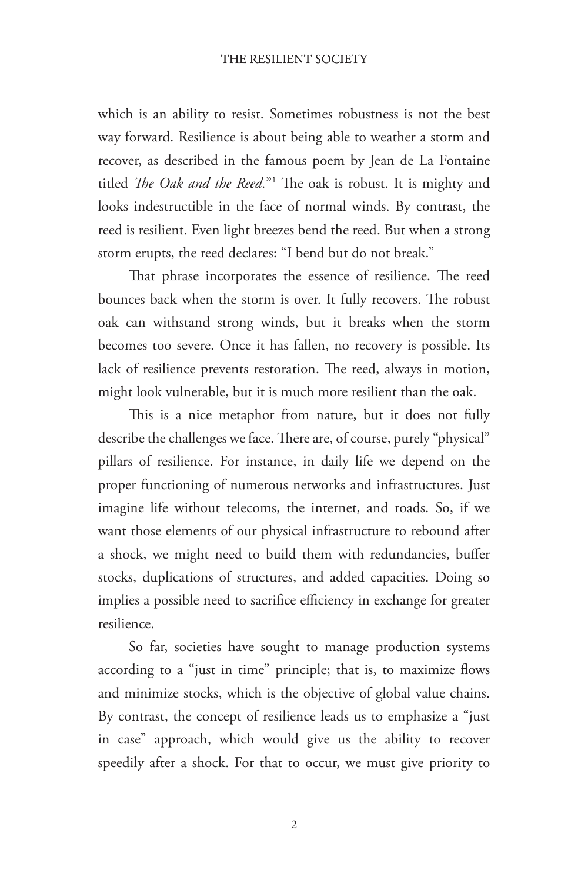which is an ability to resist. Sometimes robustness is not the best way forward. Resilience is about being able to weather a storm and recover, as described in the famous poem by Jean de La Fontaine titled *The Oak and the Reed.*"[1] The oak is robust. It is mighty and looks indestructible in the face of normal winds. By contrast, the reed is resilient. Even light breezes bend the reed. But when a strong storm erupts, the reed declares: "I bend but do not break."

That phrase incorporates the essence of resilience. The reed bounces back when the storm is over. It fully recovers. The robust oak can withstand strong winds, but it breaks when the storm becomes too severe. Once it has fallen, no recovery is possible. Its lack of resilience prevents restoration. The reed, always in motion, might look vulnerable, but it is much more resilient than the oak.

This is a nice metaphor from nature, but it does not fully describe the challenges we face. There are, of course, purely "physical" pillars of resilience. For instance, in daily life we depend on the proper functioning of numerous networks and infrastructures. Just imagine life without telecoms, the internet, and roads. So, if we want those elements of our physical infrastructure to rebound after a shock, we might need to build them with redundancies, buffer stocks, duplications of structures, and added capacities. Doing so implies a possible need to sacrifice efficiency in exchange for greater resilience.

So far, societies have sought to manage production systems according to a "just in time" principle; that is, to maximize flows and minimize stocks, which is the objective of global value chains. By contrast, the concept of resilience leads us to emphasize a "just in case" approach, which would give us the ability to recover speedily after a shock. For that to occur, we must give priority to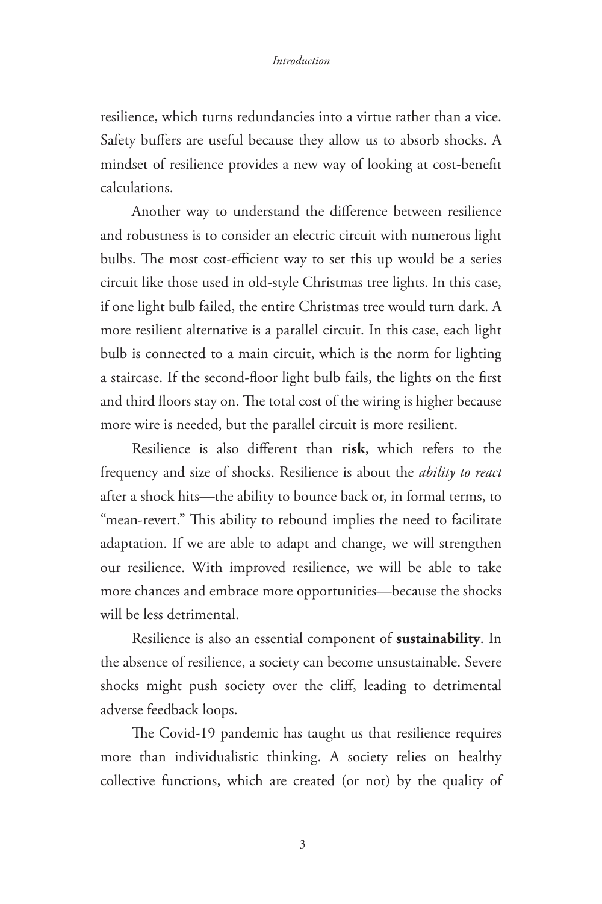resilience, which turns redundancies into a virtue rather than a vice. Safety buffers are useful because they allow us to absorb shocks. A mindset of resilience provides a new way of looking at cost-benefit calculations.

Another way to understand the difference between resilience and robustness is to consider an electric circuit with numerous light bulbs. The most cost-efficient way to set this up would be a series circuit like those used in old-style Christmas tree lights. In this case, if one light bulb failed, the entire Christmas tree would turn dark. A more resilient alternative is a parallel circuit. In this case, each light bulb is connected to a main circuit, which is the norm for lighting a staircase. If the second-floor light bulb fails, the lights on the first and third floors stay on. The total cost of the wiring is higher because more wire is needed, but the parallel circuit is more resilient.

Resilience is also different than **risk**, which refers to the frequency and size of shocks. Resilience is about the *ability to react* after a shock hits—the ability to bounce back or, in formal terms, to "mean-revert." This ability to rebound implies the need to facilitate adaptation. If we are able to adapt and change, we will strengthen our resilience. With improved resilience, we will be able to take more chances and embrace more opportunities—because the shocks will be less detrimental.

Resilience is also an essential component of **sustainability**. In the absence of resilience, a society can become unsustainable. Severe shocks might push society over the cliff, leading to detrimental adverse feedback loops.

The Covid-19 pandemic has taught us that resilience requires more than individualistic thinking. A society relies on healthy collective functions, which are created (or not) by the quality of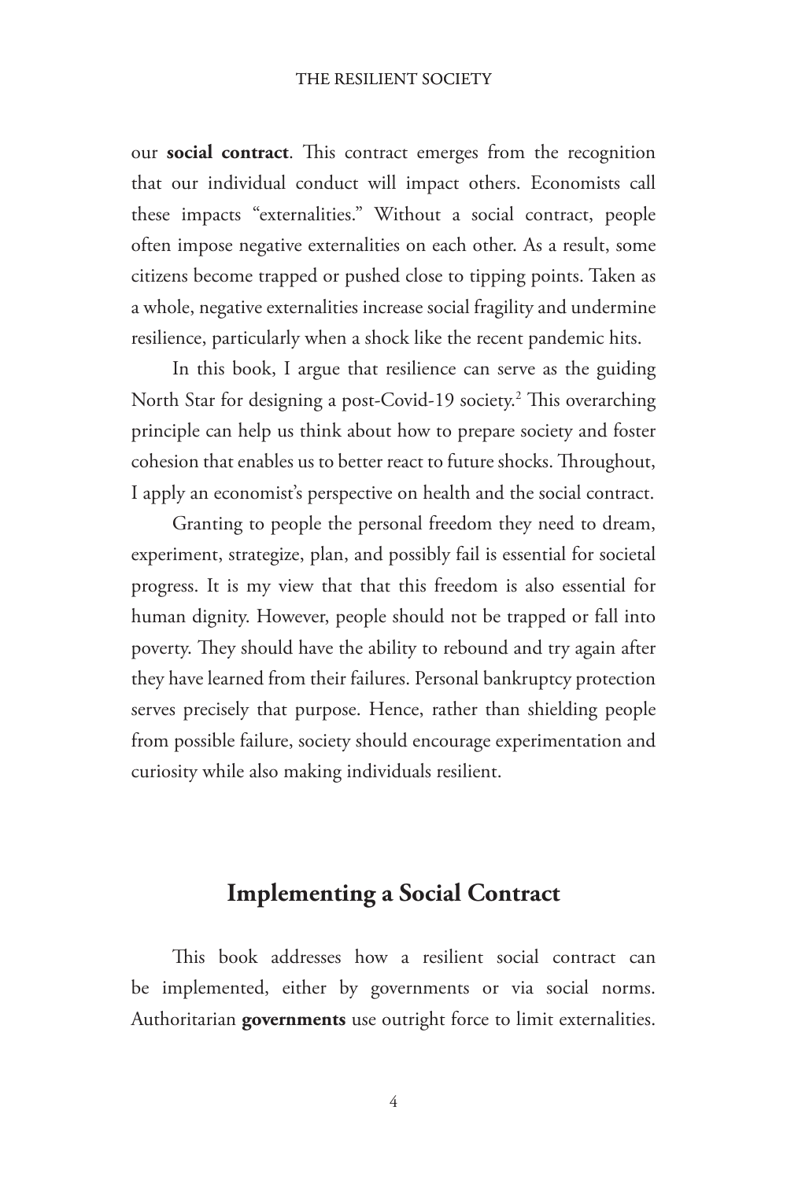our **social contract**. This contract emerges from the recognition that our individual conduct will impact others. Economists call these impacts "externalities." Without a social contract, people often impose negative externalities on each other. As a result, some citizens become trapped or pushed close to tipping points. Taken as a whole, negative externalities increase social fragility and undermine resilience, particularly when a shock like the recent pandemic hits.

In this book, I argue that resilience can serve as the guiding North Star for designing a post-Covid-19 society.[2] This overarching principle can help us think about how to prepare society and foster cohesion that enables us to better react to future shocks. Throughout, I apply an economist's perspective on health and the social contract.

Granting to people the personal freedom they need to dream, experiment, strategize, plan, and possibly fail is essential for societal progress. It is my view that that this freedom is also essential for human dignity. However, people should not be trapped or fall into poverty. They should have the ability to rebound and try again after they have learned from their failures. Personal bankruptcy protection serves precisely that purpose. Hence, rather than shielding people from possible failure, society should encourage experimentation and curiosity while also making individuals resilient.

## Implementing a Social Contract

This book addresses how a resilient social contract can be implemented, either by governments or via social norms. Authoritarian **governments** use outright force to limit externalities.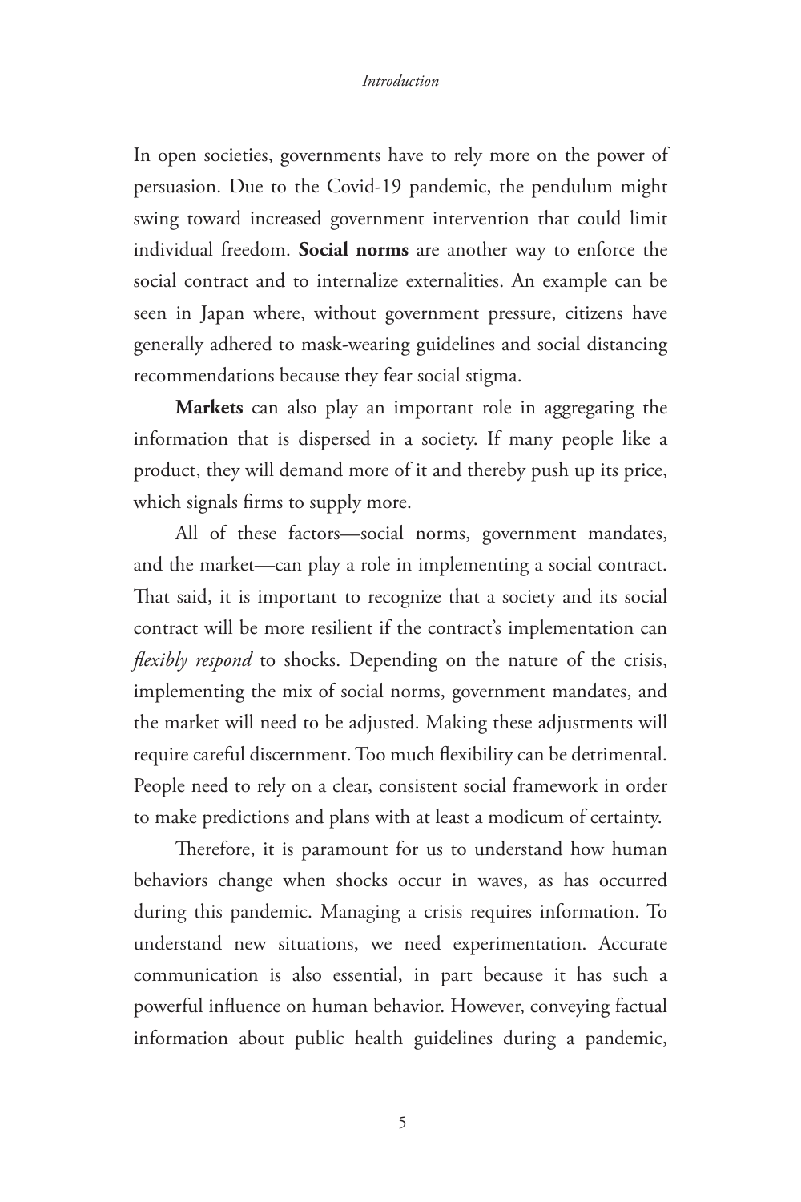In open societies, governments have to rely more on the power of persuasion. Due to the Covid-19 pandemic, the pendulum might swing toward increased government intervention that could limit individual freedom. **Social norms** are another way to enforce the social contract and to internalize externalities. An example can be seen in Japan where, without government pressure, citizens have generally adhered to mask-wearing guidelines and social distancing recommendations because they fear social stigma.

**Markets** can also play an important role in aggregating the information that is dispersed in a society. If many people like a product, they will demand more of it and thereby push up its price, which signals firms to supply more.

All of these factors—social norms, government mandates, and the market—can play a role in implementing a social contract. That said, it is important to recognize that a society and its social contract will be more resilient if the contract's implementation can *flexibly respond* to shocks. Depending on the nature of the crisis, implementing the mix of social norms, government mandates, and the market will need to be adjusted. Making these adjustments will require careful discernment. Too much flexibility can be detrimental. People need to rely on a clear, consistent social framework in order to make predictions and plans with at least a modicum of certainty.

Therefore, it is paramount for us to understand how human behaviors change when shocks occur in waves, as has occurred during this pandemic. Managing a crisis requires information. To understand new situations, we need experimentation. Accurate communication is also essential, in part because it has such a powerful influence on human behavior. However, conveying factual information about public health guidelines during a pandemic,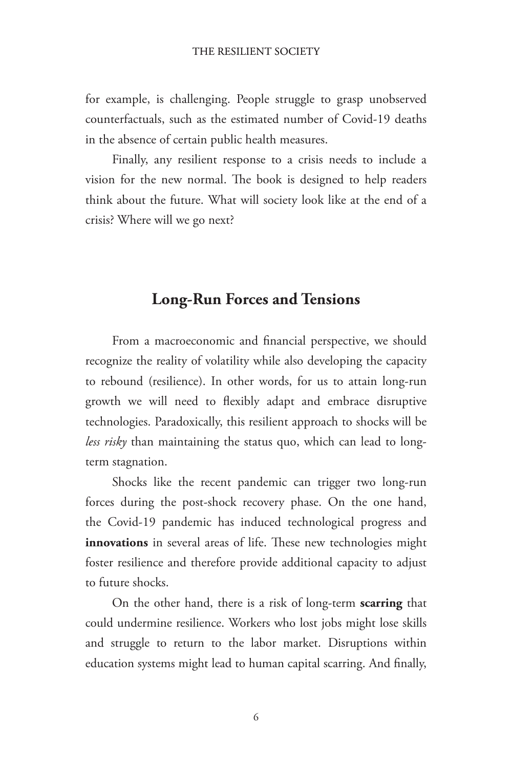for example, is challenging. People struggle to grasp unobserved counterfactuals, such as the estimated number of Covid-19 deaths in the absence of certain public health measures.

Finally, any resilient response to a crisis needs to include a vision for the new normal. The book is designed to help readers think about the future. What will society look like at the end of a crisis? Where will we go next?

## Long-Run Forces and Tensions

From a macroeconomic and financial perspective, we should recognize the reality of volatility while also developing the capacity to rebound (resilience). In other words, for us to attain long-run growth we will need to flexibly adapt and embrace disruptive technologies. Paradoxically, this resilient approach to shocks will be *less risky* than maintaining the status quo, which can lead to long-term stagnation.

Shocks like the recent pandemic can trigger two long-run forces during the post-shock recovery phase. On the one hand, the Covid-19 pandemic has induced technological progress and **innovations** in several areas of life. These new technologies might foster resilience and therefore provide additional capacity to adjust to future shocks.

On the other hand, there is a risk of long-term **scarring** that could undermine resilience. Workers who lost jobs might lose skills and struggle to return to the labor market. Disruptions within education systems might lead to human capital scarring. And finally,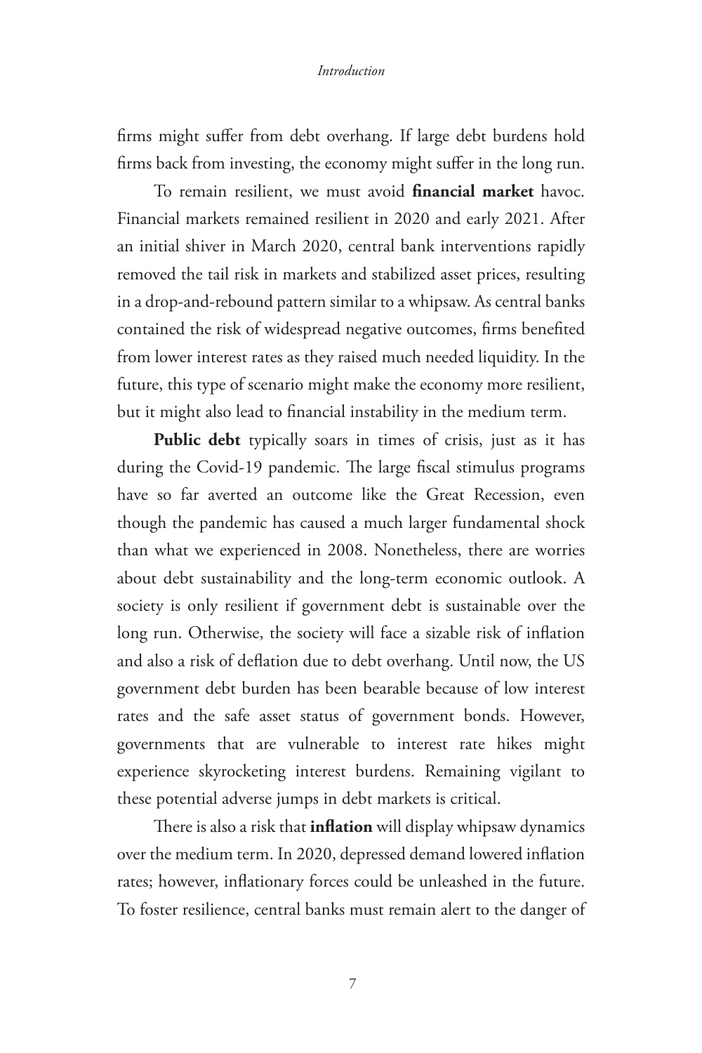firms might suffer from debt overhang. If large debt burdens hold firms back from investing, the economy might suffer in the long run.

To remain resilient, we must avoid **financial market** havoc. Financial markets remained resilient in 2020 and early 2021. After an initial shiver in March 2020, central bank interventions rapidly removed the tail risk in markets and stabilized asset prices, resulting in a drop-and-rebound pattern similar to a whipsaw. As central banks contained the risk of widespread negative outcomes, firms benefited from lower interest rates as they raised much needed liquidity. In the future, this type of scenario might make the economy more resilient, but it might also lead to financial instability in the medium term.

**Public debt** typically soars in times of crisis, just as it has during the Covid-19 pandemic. The large fiscal stimulus programs have so far averted an outcome like the Great Recession, even though the pandemic has caused a much larger fundamental shock than what we experienced in 2008. Nonetheless, there are worries about debt sustainability and the long-term economic outlook. A society is only resilient if government debt is sustainable over the long run. Otherwise, the society will face a sizable risk of inflation and also a risk of deflation due to debt overhang. Until now, the US government debt burden has been bearable because of low interest rates and the safe asset status of government bonds. However, governments that are vulnerable to interest rate hikes might experience skyrocketing interest burdens. Remaining vigilant to these potential adverse jumps in debt markets is critical.

There is also a risk that **inflation** will display whipsaw dynamics over the medium term. In 2020, depressed demand lowered inflation rates; however, inflationary forces could be unleashed in the future. To foster resilience, central banks must remain alert to the danger of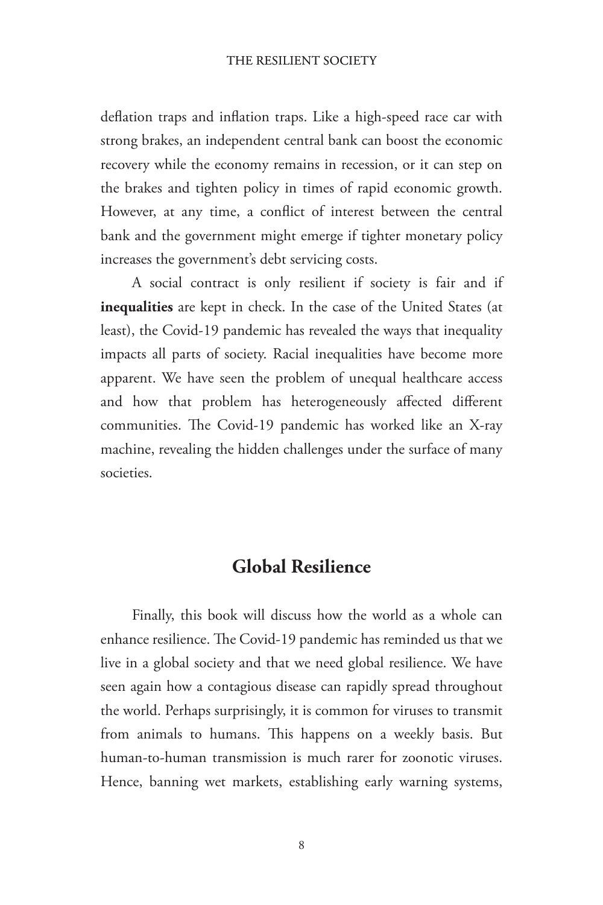deflation traps and inflation traps. Like a high-speed race car with strong brakes, an independent central bank can boost the economic recovery while the economy remains in recession, or it can step on the brakes and tighten policy in times of rapid economic growth. However, at any time, a conflict of interest between the central bank and the government might emerge if tighter monetary policy increases the government's debt servicing costs.

A social contract is only resilient if society is fair and if **inequalities** are kept in check. In the case of the United States (at least), the Covid-19 pandemic has revealed the ways that inequality impacts all parts of society. Racial inequalities have become more apparent. We have seen the problem of unequal healthcare access and how that problem has heterogeneously affected different communities. The Covid-19 pandemic has worked like an X-ray machine, revealing the hidden challenges under the surface of many societies.

## Global Resilience

Finally, this book will discuss how the world as a whole can enhance resilience. The Covid-19 pandemic has reminded us that we live in a global society and that we need global resilience. We have seen again how a contagious disease can rapidly spread throughout the world. Perhaps surprisingly, it is common for viruses to transmit from animals to humans. This happens on a weekly basis. But human-to-human transmission is much rarer for zoonotic viruses. Hence, banning wet markets, establishing early warning systems,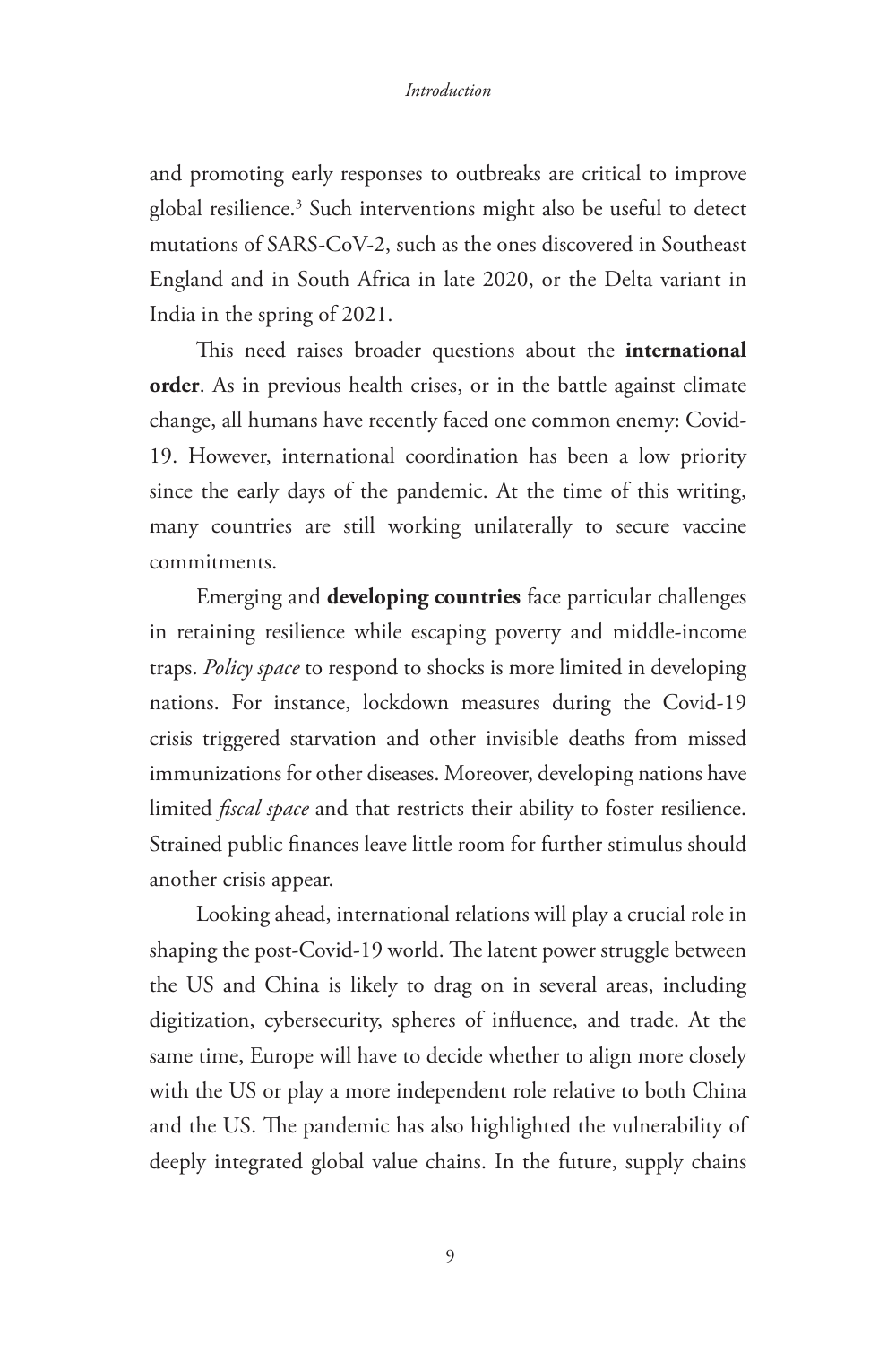and promoting early responses to outbreaks are critical to improve global resilience.[3] Such interventions might also be useful to detect mutations of SARS-CoV-2, such as the ones discovered in Southeast England and in South Africa in late 2020, or the Delta variant in India in the spring of 2021.

This need raises broader questions about the **international order**. As in previous health crises, or in the battle against climate change, all humans have recently faced one common enemy: Covid-19. However, international coordination has been a low priority since the early days of the pandemic. At the time of this writing, many countries are still working unilaterally to secure vaccine commitments.

Emerging and **developing countries** face particular challenges in retaining resilience while escaping poverty and middle-income traps. *Policy space* to respond to shocks is more limited in developing nations. For instance, lockdown measures during the Covid-19 crisis triggered starvation and other invisible deaths from missed immunizations for other diseases. Moreover, developing nations have limited *fiscal space* and that restricts their ability to foster resilience. Strained public finances leave little room for further stimulus should another crisis appear.

Looking ahead, international relations will play a crucial role in shaping the post-Covid-19 world. The latent power struggle between the US and China is likely to drag on in several areas, including digitization, cybersecurity, spheres of influence, and trade. At the same time, Europe will have to decide whether to align more closely with the US or play a more independent role relative to both China and the US. The pandemic has also highlighted the vulnerability of deeply integrated global value chains. In the future, supply chains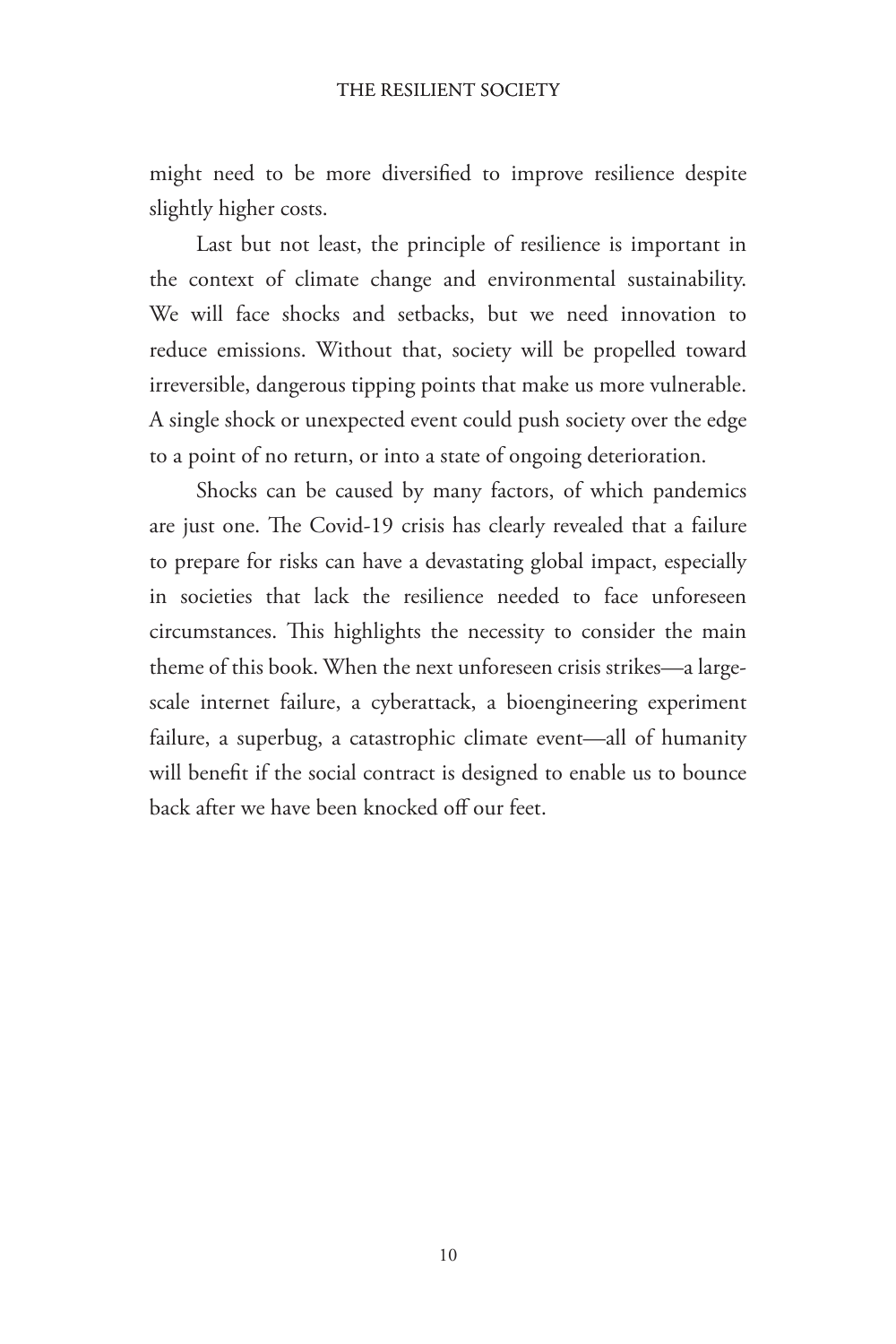might need to be more diversified to improve resilience despite slightly higher costs.

Last but not least, the principle of resilience is important in the context of climate change and environmental sustainability. We will face shocks and setbacks, but we need innovation to reduce emissions. Without that, society will be propelled toward irreversible, dangerous tipping points that make us more vulnerable. A single shock or unexpected event could push society over the edge to a point of no return, or into a state of ongoing deterioration.

Shocks can be caused by many factors, of which pandemics are just one. The Covid-19 crisis has clearly revealed that a failure to prepare for risks can have a devastating global impact, especially in societies that lack the resilience needed to face unforeseen circumstances. This highlights the necessity to consider the main theme of this book. When the next unforeseen crisis strikes—a large-scale internet failure, a cyberattack, a bioengineering experiment failure, a superbug, a catastrophic climate event—all of humanity will benefit if the social contract is designed to enable us to bounce back after we have been knocked off our feet.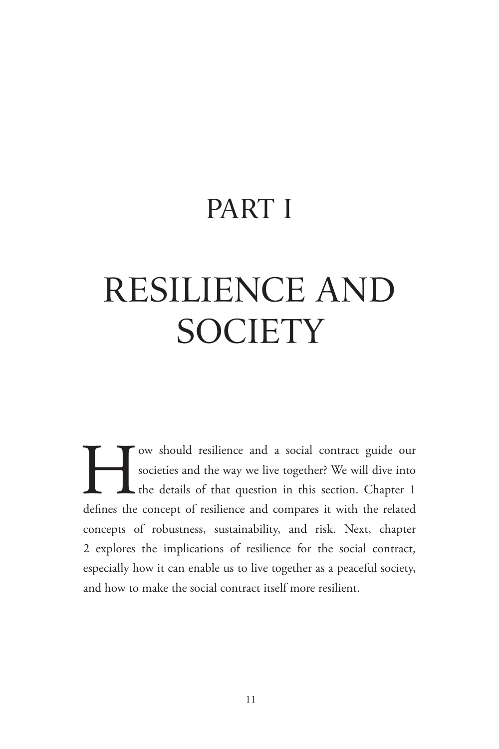# PART I

# RESILIENCE AND SOCIETY

How should resilience and a social contract guide our societies and the way we live together? We will dive into the details of that question in this section. Chapter 1 defines the concept of resilience and compares it with the related concepts of robustness, sustainability, and risk. Next, chapter 2 explores the implications of resilience for the social contract, especially how it can enable us to live together as a peaceful society, and how to make the social contract itself more resilient.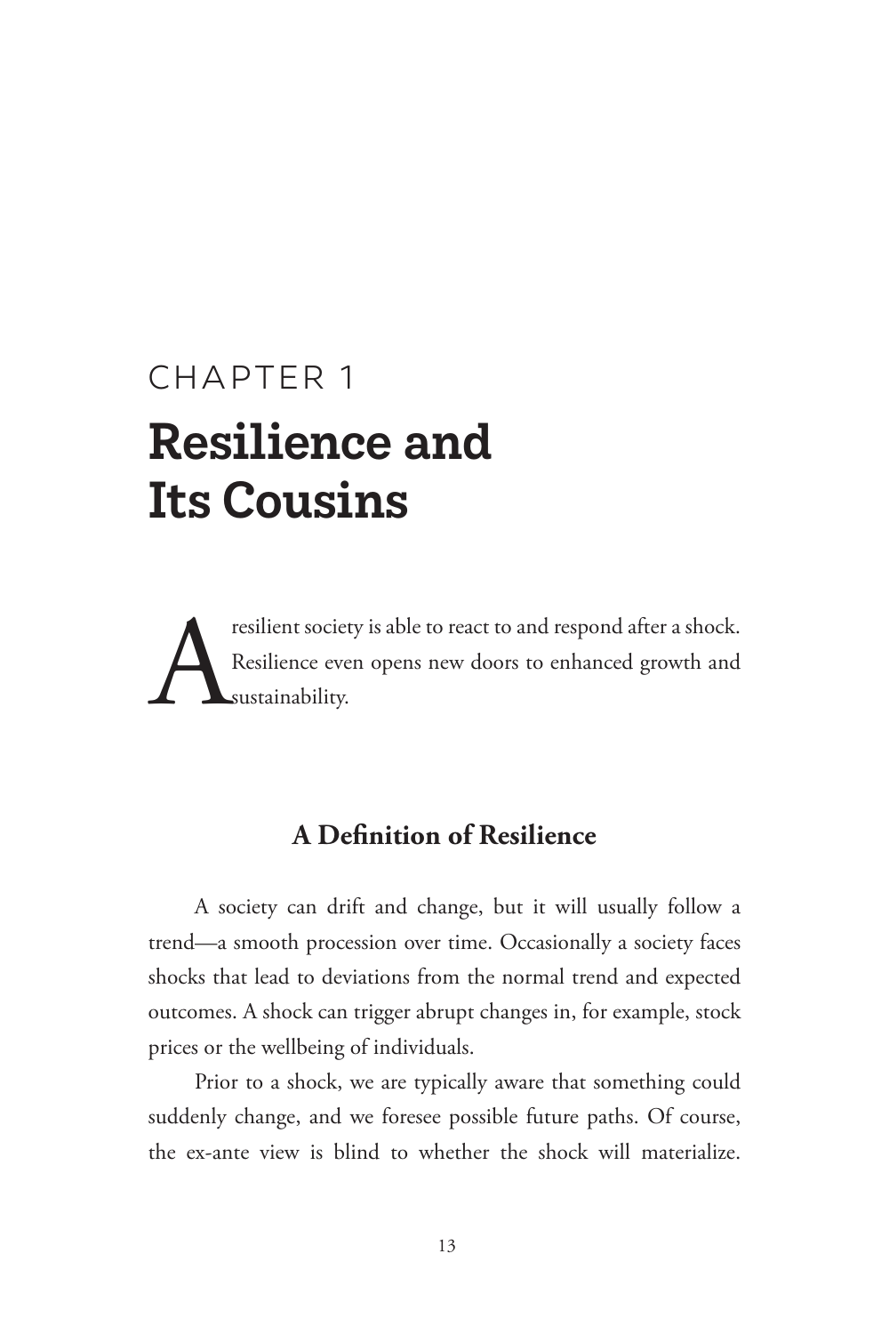# CHAPTER 1
# Resilience and Its Cousins

A resilient society is able to react to and respond after a shock. Resilience even opens new doors to enhanced growth and sustainability.

## A Definition of Resilience

A society can drift and change, but it will usually follow a trend—a smooth procession over time. Occasionally a society faces shocks that lead to deviations from the normal trend and expected outcomes. A shock can trigger abrupt changes in, for example, stock prices or the wellbeing of individuals.

Prior to a shock, we are typically aware that something could suddenly change, and we foresee possible future paths. Of course, the ex-ante view is blind to whether the shock will materialize.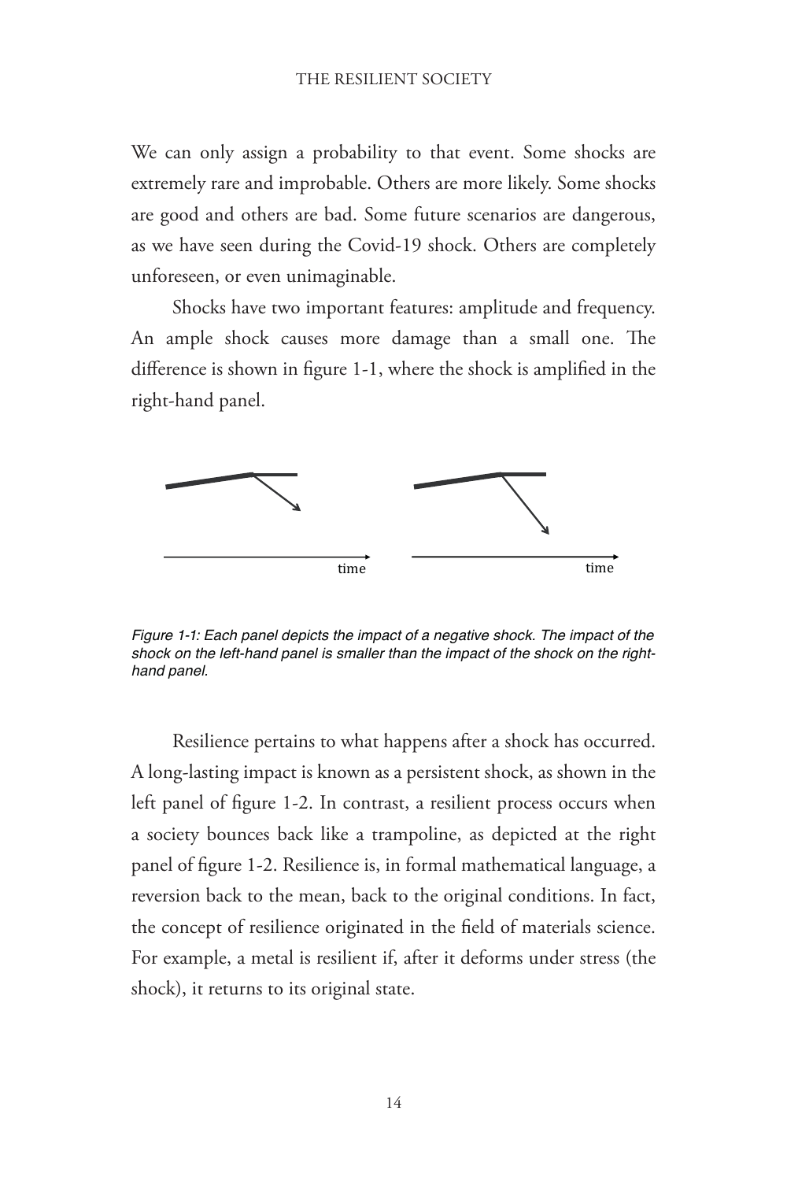We can only assign a probability to that event. Some shocks are extremely rare and improbable. Others are more likely. Some shocks are good and others are bad. Some future scenarios are dangerous, as we have seen during the Covid-19 shock. Others are completely unforeseen, or even unimaginable.

Shocks have two important features: amplitude and frequency. An ample shock causes more damage than a small one. The difference is shown in figure 1-1, where the shock is amplified in the right-hand panel.

*Figure 1-1: Each panel depicts the impact of a negative shock. The impact of the shock on the left-hand panel is smaller than the impact of the shock on the right-hand panel.*

Resilience pertains to what happens after a shock has occurred. A long-lasting impact is known as a persistent shock, as shown in the left panel of figure 1-2. In contrast, a resilient process occurs when a society bounces back like a trampoline, as depicted at the right panel of figure 1-2. Resilience is, in formal mathematical language, a reversion back to the mean, back to the original conditions. In fact, the concept of resilience originated in the field of materials science. For example, a metal is resilient if, after it deforms under stress (the shock), it returns to its original state.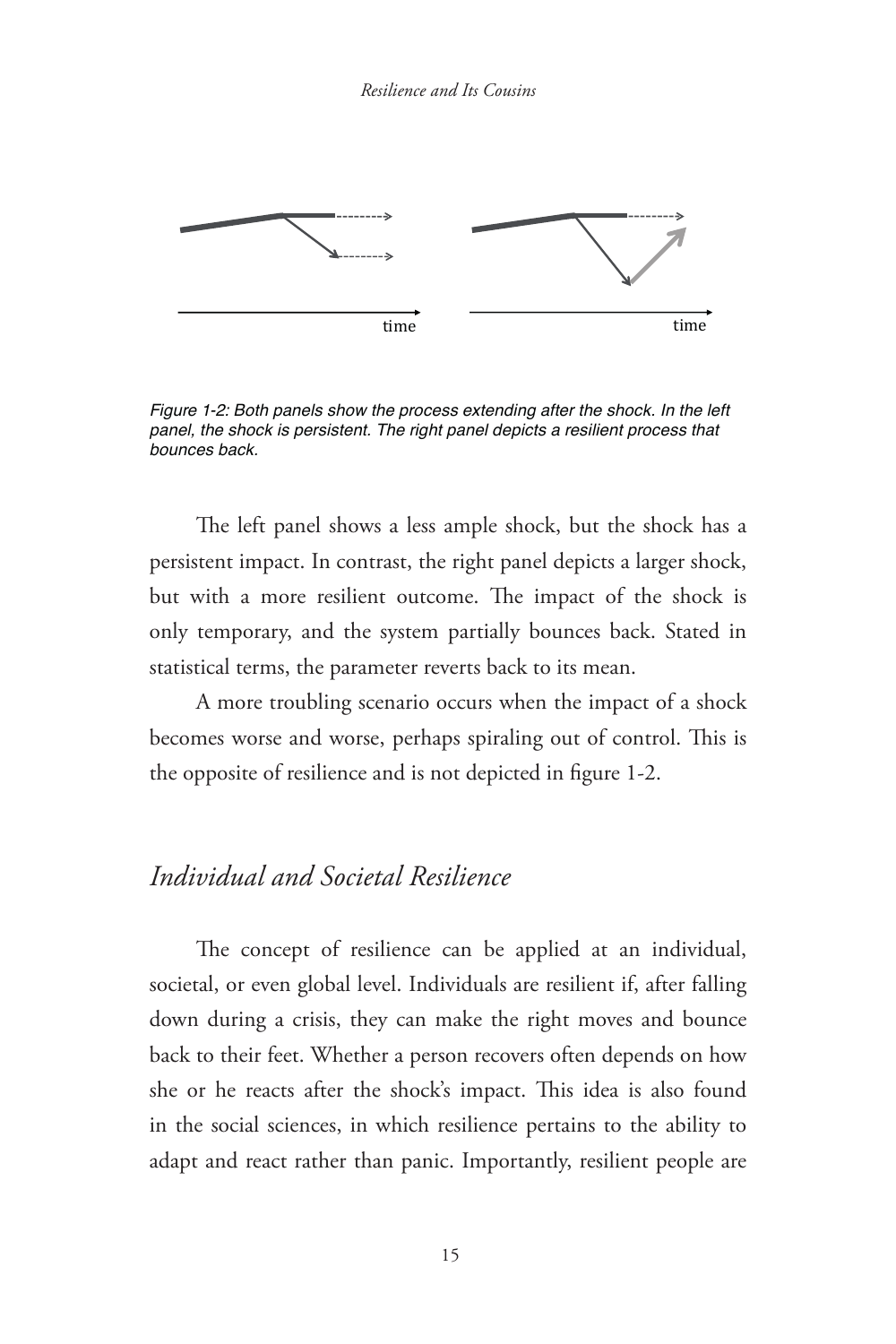Figure 1-2: Both panels show the process extending after the shock. In the left panel, the shock is persistent. The right panel depicts a resilient process that bounces back.

The left panel shows a less ample shock, but the shock has a persistent impact. In contrast, the right panel depicts a larger shock, but with a more resilient outcome. The impact of the shock is only temporary, and the system partially bounces back. Stated in statistical terms, the parameter reverts back to its mean.

A more troubling scenario occurs when the impact of a shock becomes worse and worse, perhaps spiraling out of control. This is the opposite of resilience and is not depicted in figure 1-2.

## *Individual and Societal Resilience*

The concept of resilience can be applied at an individual, societal, or even global level. Individuals are resilient if, after falling down during a crisis, they can make the right moves and bounce back to their feet. Whether a person recovers often depends on how she or he reacts after the shock's impact. This idea is also found in the social sciences, in which resilience pertains to the ability to adapt and react rather than panic. Importantly, resilient people are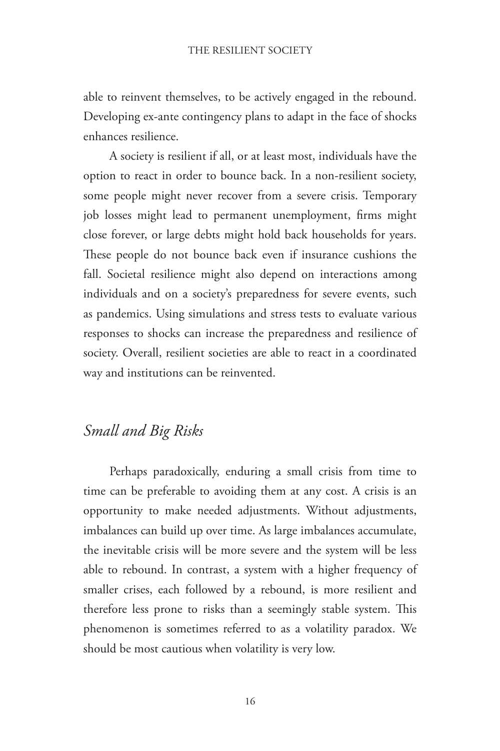able to reinvent themselves, to be actively engaged in the rebound. Developing ex-ante contingency plans to adapt in the face of shocks enhances resilience.

A society is resilient if all, or at least most, individuals have the option to react in order to bounce back. In a non-resilient society, some people might never recover from a severe crisis. Temporary job losses might lead to permanent unemployment, firms might close forever, or large debts might hold back households for years. These people do not bounce back even if insurance cushions the fall. Societal resilience might also depend on interactions among individuals and on a society's preparedness for severe events, such as pandemics. Using simulations and stress tests to evaluate various responses to shocks can increase the preparedness and resilience of society. Overall, resilient societies are able to react in a coordinated way and institutions can be reinvented.

## *Small and Big Risks*

Perhaps paradoxically, enduring a small crisis from time to time can be preferable to avoiding them at any cost. A crisis is an opportunity to make needed adjustments. Without adjustments, imbalances can build up over time. As large imbalances accumulate, the inevitable crisis will be more severe and the system will be less able to rebound. In contrast, a system with a higher frequency of smaller crises, each followed by a rebound, is more resilient and therefore less prone to risks than a seemingly stable system. This phenomenon is sometimes referred to as a volatility paradox. We should be most cautious when volatility is very low.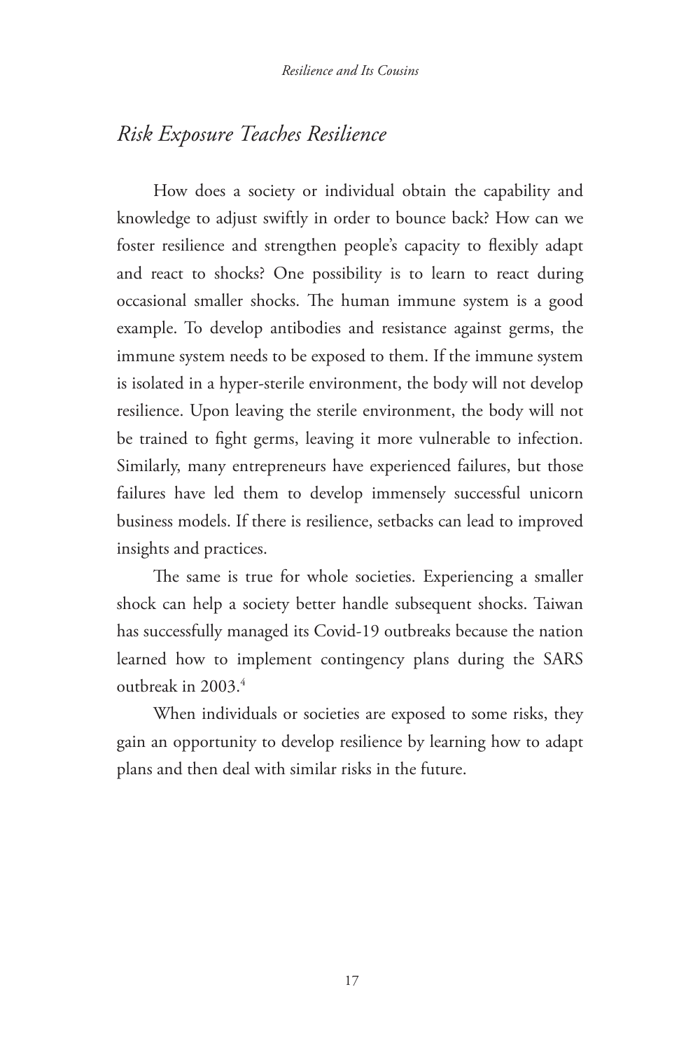## *Risk Exposure Teaches Resilience*

How does a society or individual obtain the capability and knowledge to adjust swiftly in order to bounce back? How can we foster resilience and strengthen people's capacity to flexibly adapt and react to shocks? One possibility is to learn to react during occasional smaller shocks. The human immune system is a good example. To develop antibodies and resistance against germs, the immune system needs to be exposed to them. If the immune system is isolated in a hyper-sterile environment, the body will not develop resilience. Upon leaving the sterile environment, the body will not be trained to fight germs, leaving it more vulnerable to infection. Similarly, many entrepreneurs have experienced failures, but those failures have led them to develop immensely successful unicorn business models. If there is resilience, setbacks can lead to improved insights and practices.

The same is true for whole societies. Experiencing a smaller shock can help a society better handle subsequent shocks. Taiwan has successfully managed its Covid-19 outbreaks because the nation learned how to implement contingency plans during the SARS outbreak in 2003.[4]

When individuals or societies are exposed to some risks, they gain an opportunity to develop resilience by learning how to adapt plans and then deal with similar risks in the future.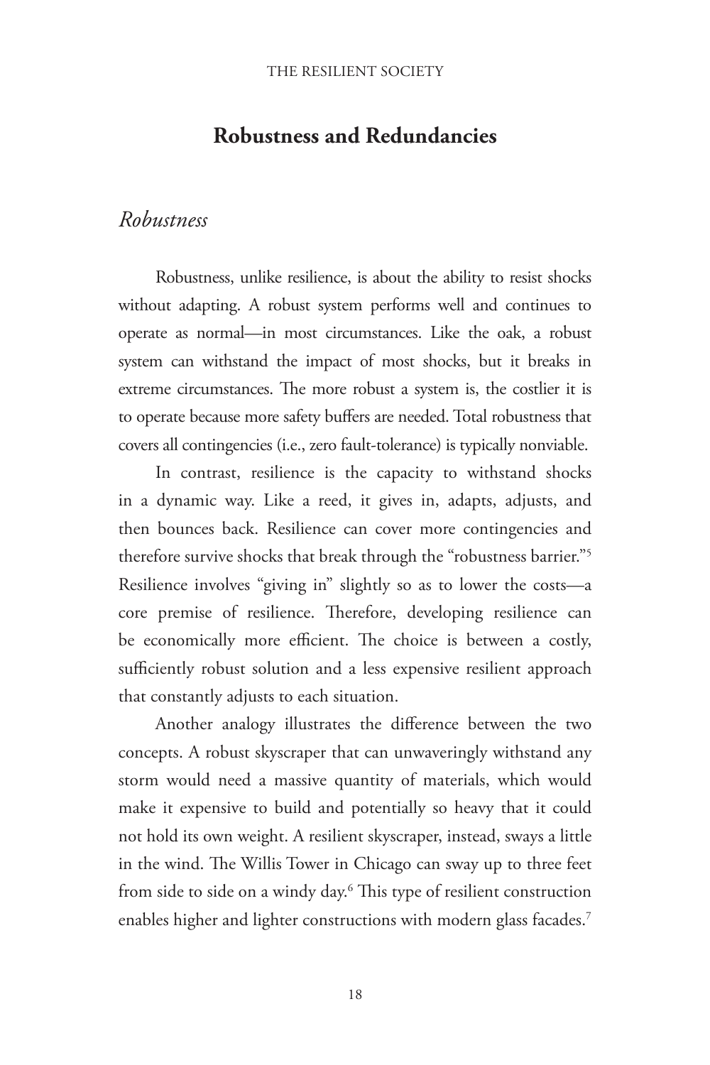## Robustness and Redundancies

### *Robustness*

Robustness, unlike resilience, is about the ability to resist shocks without adapting. A robust system performs well and continues to operate as normal—in most circumstances. Like the oak, a robust system can withstand the impact of most shocks, but it breaks in extreme circumstances. The more robust a system is, the costlier it is to operate because more safety buffers are needed. Total robustness that covers all contingencies (i.e., zero fault-tolerance) is typically nonviable.

In contrast, resilience is the capacity to withstand shocks in a dynamic way. Like a reed, it gives in, adapts, adjusts, and then bounces back. Resilience can cover more contingencies and therefore survive shocks that break through the "robustness barrier."[5] Resilience involves "giving in" slightly so as to lower the costs—a core premise of resilience. Therefore, developing resilience can be economically more efficient. The choice is between a costly, sufficiently robust solution and a less expensive resilient approach that constantly adjusts to each situation.

Another analogy illustrates the difference between the two concepts. A robust skyscraper that can unwaveringly withstand any storm would need a massive quantity of materials, which would make it expensive to build and potentially so heavy that it could not hold its own weight. A resilient skyscraper, instead, sways a little in the wind. The Willis Tower in Chicago can sway up to three feet from side to side on a windy day.[6] This type of resilient construction enables higher and lighter constructions with modern glass facades.[7]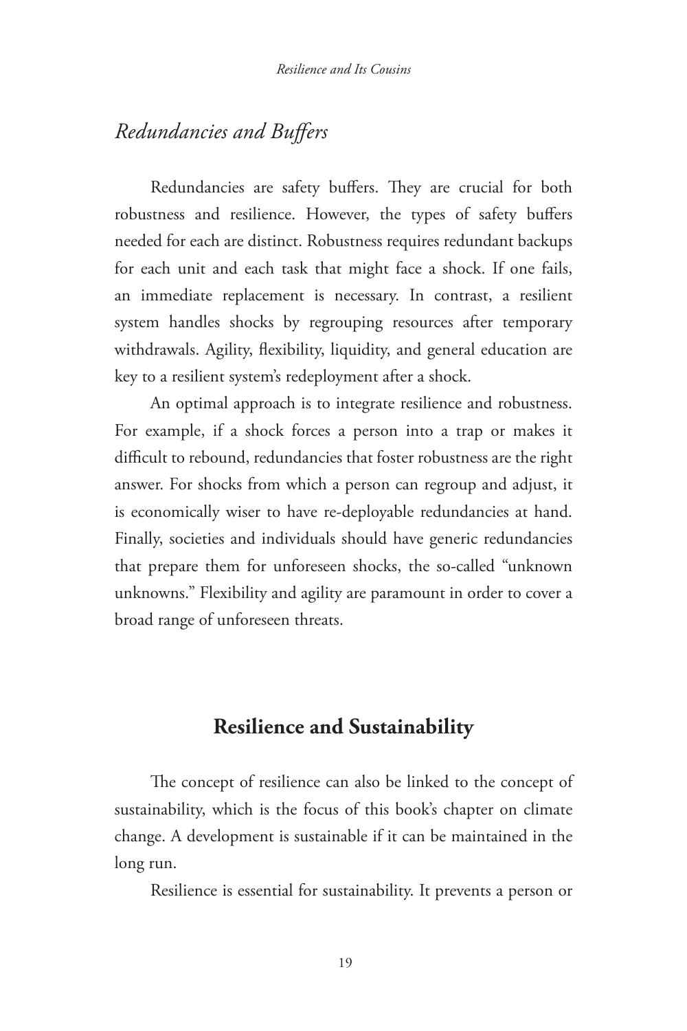### *Redundancies and Buffers*

Redundancies are safety buffers. They are crucial for both robustness and resilience. However, the types of safety buffers needed for each are distinct. Robustness requires redundant backups for each unit and each task that might face a shock. If one fails, an immediate replacement is necessary. In contrast, a resilient system handles shocks by regrouping resources after temporary withdrawals. Agility, flexibility, liquidity, and general education are key to a resilient system's redeployment after a shock.

An optimal approach is to integrate resilience and robustness. For example, if a shock forces a person into a trap or makes it difficult to rebound, redundancies that foster robustness are the right answer. For shocks from which a person can regroup and adjust, it is economically wiser to have re-deployable redundancies at hand. Finally, societies and individuals should have generic redundancies that prepare them for unforeseen shocks, the so-called "unknown unknowns." Flexibility and agility are paramount in order to cover a broad range of unforeseen threats.

## Resilience and Sustainability

The concept of resilience can also be linked to the concept of sustainability, which is the focus of this book's chapter on climate change. A development is sustainable if it can be maintained in the long run.

Resilience is essential for sustainability. It prevents a person or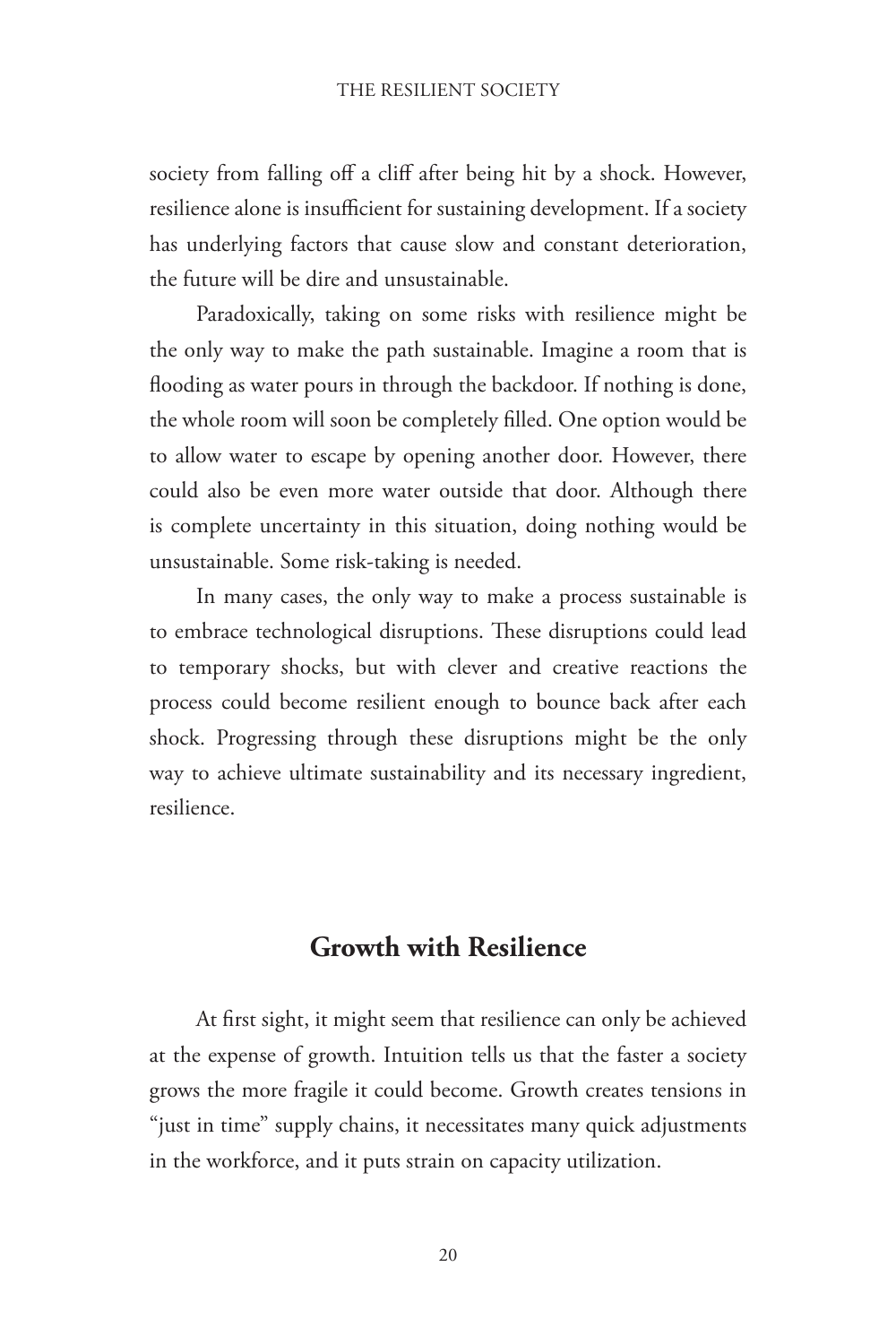society from falling off a cliff after being hit by a shock. However, resilience alone is insufficient for sustaining development. If a society has underlying factors that cause slow and constant deterioration, the future will be dire and unsustainable.

Paradoxically, taking on some risks with resilience might be the only way to make the path sustainable. Imagine a room that is flooding as water pours in through the backdoor. If nothing is done, the whole room will soon be completely filled. One option would be to allow water to escape by opening another door. However, there could also be even more water outside that door. Although there is complete uncertainty in this situation, doing nothing would be unsustainable. Some risk-taking is needed.

In many cases, the only way to make a process sustainable is to embrace technological disruptions. These disruptions could lead to temporary shocks, but with clever and creative reactions the process could become resilient enough to bounce back after each shock. Progressing through these disruptions might be the only way to achieve ultimate sustainability and its necessary ingredient, resilience.

## Growth with Resilience

At first sight, it might seem that resilience can only be achieved at the expense of growth. Intuition tells us that the faster a society grows the more fragile it could become. Growth creates tensions in "just in time" supply chains, it necessitates many quick adjustments in the workforce, and it puts strain on capacity utilization.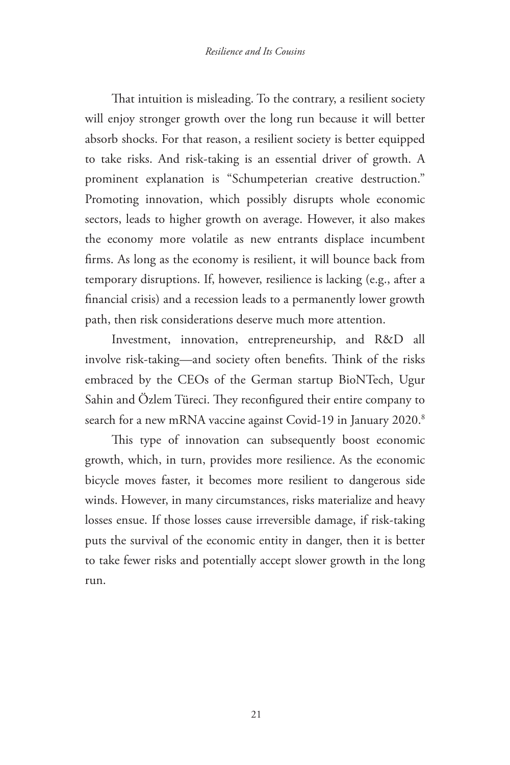That intuition is misleading. To the contrary, a resilient society will enjoy stronger growth over the long run because it will better absorb shocks. For that reason, a resilient society is better equipped to take risks. And risk-taking is an essential driver of growth. A prominent explanation is "Schumpeterian creative destruction." Promoting innovation, which possibly disrupts whole economic sectors, leads to higher growth on average. However, it also makes the economy more volatile as new entrants displace incumbent firms. As long as the economy is resilient, it will bounce back from temporary disruptions. If, however, resilience is lacking (e.g., after a financial crisis) and a recession leads to a permanently lower growth path, then risk considerations deserve much more attention.

Investment, innovation, entrepreneurship, and R&D all involve risk-taking—and society often benefits. Think of the risks embraced by the CEOs of the German startup BioNTech, Ugur Sahin and Özlem Türeci. They reconfigured their entire company to search for a new mRNA vaccine against Covid-19 in January 2020.[8]

This type of innovation can subsequently boost economic growth, which, in turn, provides more resilience. As the economic bicycle moves faster, it becomes more resilient to dangerous side winds. However, in many circumstances, risks materialize and heavy losses ensue. If those losses cause irreversible damage, if risk-taking puts the survival of the economic entity in danger, then it is better to take fewer risks and potentially accept slower growth in the long run.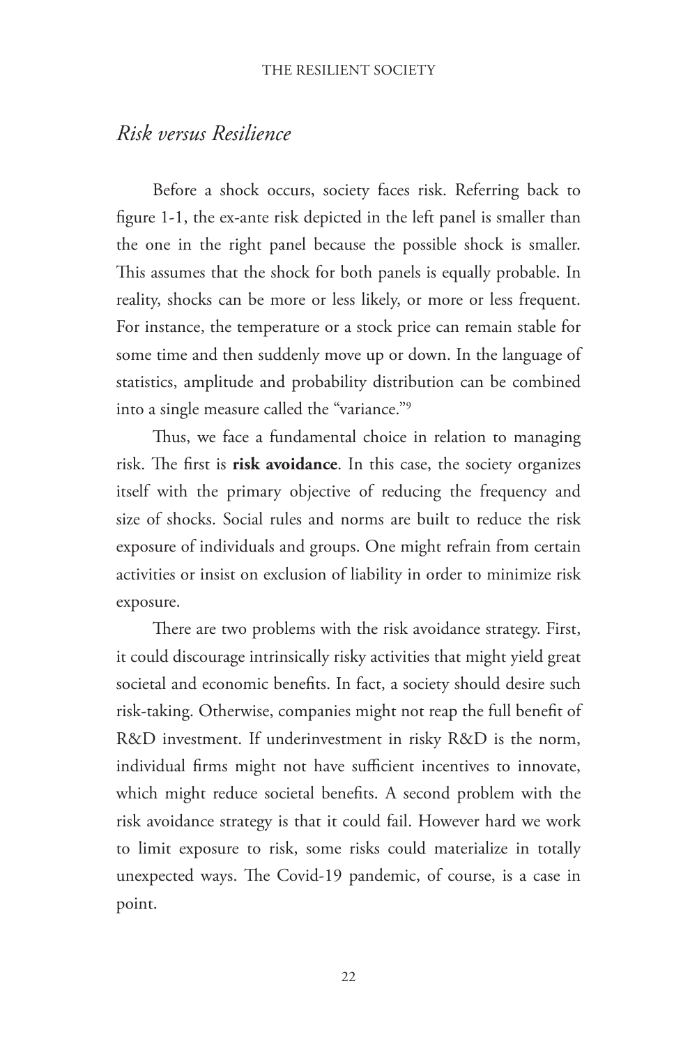## *Risk versus Resilience*

Before a shock occurs, society faces risk. Referring back to figure 1-1, the ex-ante risk depicted in the left panel is smaller than the one in the right panel because the possible shock is smaller. This assumes that the shock for both panels is equally probable. In reality, shocks can be more or less likely, or more or less frequent. For instance, the temperature or a stock price can remain stable for some time and then suddenly move up or down. In the language of statistics, amplitude and probability distribution can be combined into a single measure called the "variance."[9]

Thus, we face a fundamental choice in relation to managing risk. The first is **risk avoidance**. In this case, the society organizes itself with the primary objective of reducing the frequency and size of shocks. Social rules and norms are built to reduce the risk exposure of individuals and groups. One might refrain from certain activities or insist on exclusion of liability in order to minimize risk exposure.

There are two problems with the risk avoidance strategy. First, it could discourage intrinsically risky activities that might yield great societal and economic benefits. In fact, a society should desire such risk-taking. Otherwise, companies might not reap the full benefit of R&D investment. If underinvestment in risky R&D is the norm, individual firms might not have sufficient incentives to innovate, which might reduce societal benefits. A second problem with the risk avoidance strategy is that it could fail. However hard we work to limit exposure to risk, some risks could materialize in totally unexpected ways. The Covid-19 pandemic, of course, is a case in point.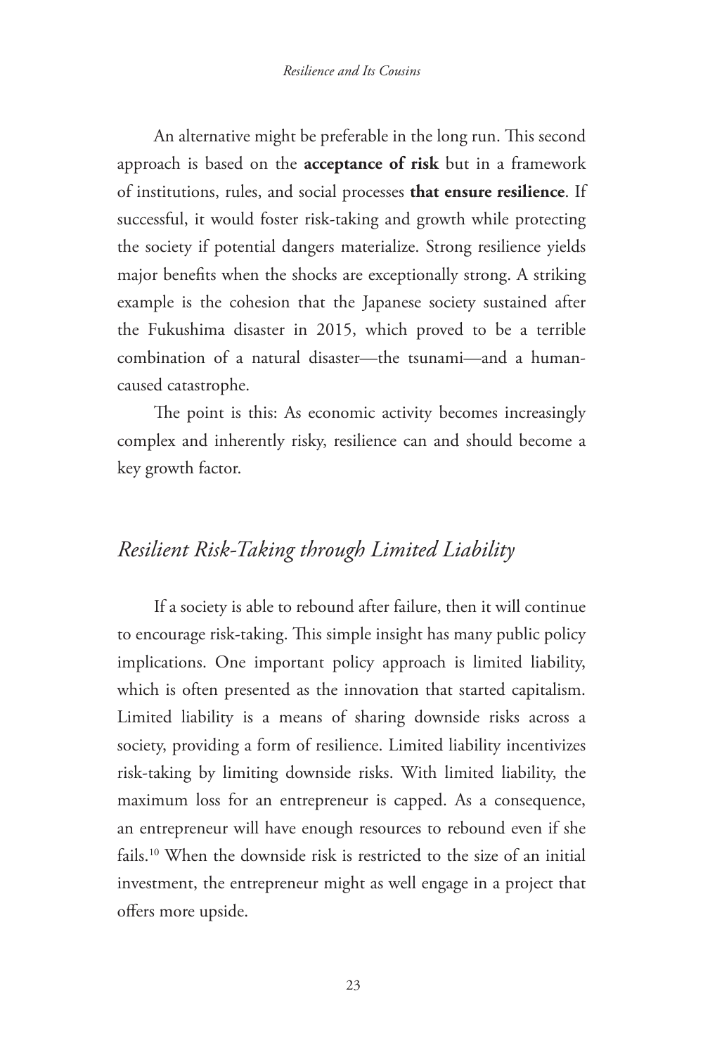An alternative might be preferable in the long run. This second approach is based on the **acceptance of risk** but in a framework of institutions, rules, and social processes **that ensure resilience**. If successful, it would foster risk-taking and growth while protecting the society if potential dangers materialize. Strong resilience yields major benefits when the shocks are exceptionally strong. A striking example is the cohesion that the Japanese society sustained after the Fukushima disaster in 2015, which proved to be a terrible combination of a natural disaster—the tsunami—and a human-caused catastrophe.

The point is this: As economic activity becomes increasingly complex and inherently risky, resilience can and should become a key growth factor.

## *Resilient Risk-Taking through Limited Liability*

If a society is able to rebound after failure, then it will continue to encourage risk-taking. This simple insight has many public policy implications. One important policy approach is limited liability, which is often presented as the innovation that started capitalism. Limited liability is a means of sharing downside risks across a society, providing a form of resilience. Limited liability incentivizes risk-taking by limiting downside risks. With limited liability, the maximum loss for an entrepreneur is capped. As a consequence, an entrepreneur will have enough resources to rebound even if she fails.[10] When the downside risk is restricted to the size of an initial investment, the entrepreneur might as well engage in a project that offers more upside.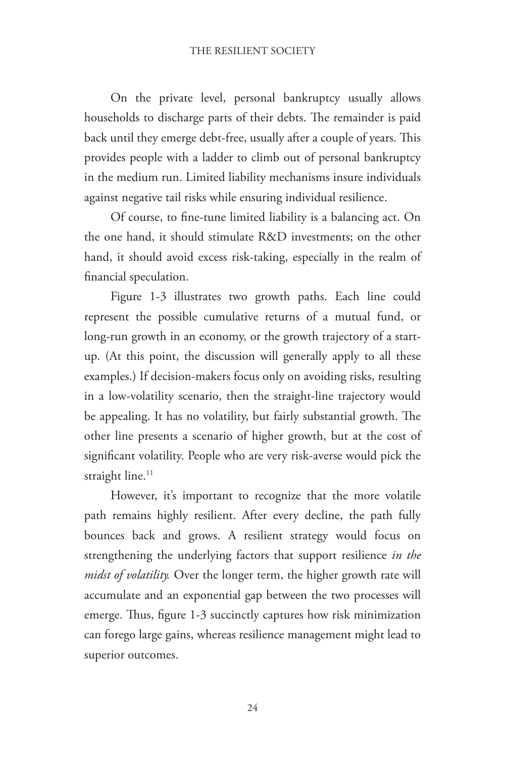On the private level, personal bankruptcy usually allows households to discharge parts of their debts. The remainder is paid back until they emerge debt-free, usually after a couple of years. This provides people with a ladder to climb out of personal bankruptcy in the medium run. Limited liability mechanisms insure individuals against negative tail risks while ensuring individual resilience.

Of course, to fine-tune limited liability is a balancing act. On the one hand, it should stimulate R&D investments; on the other hand, it should avoid excess risk-taking, especially in the realm of financial speculation.

Figure 1-3 illustrates two growth paths. Each line could represent the possible cumulative returns of a mutual fund, or long-run growth in an economy, or the growth trajectory of a start-up. (At this point, the discussion will generally apply to all these examples.) If decision-makers focus only on avoiding risks, resulting in a low-volatility scenario, then the straight-line trajectory would be appealing. It has no volatility, but fairly substantial growth. The other line presents a scenario of higher growth, but at the cost of significant volatility. People who are very risk-averse would pick the straight line.[11]

However, it's important to recognize that the more volatile path remains highly resilient. After every decline, the path fully bounces back and grows. A resilient strategy would focus on strengthening the underlying factors that support resilience *in the midst of volatility.* Over the longer term, the higher growth rate will accumulate and an exponential gap between the two processes will emerge. Thus, figure 1-3 succinctly captures how risk minimization can forego large gains, whereas resilience management might lead to superior outcomes.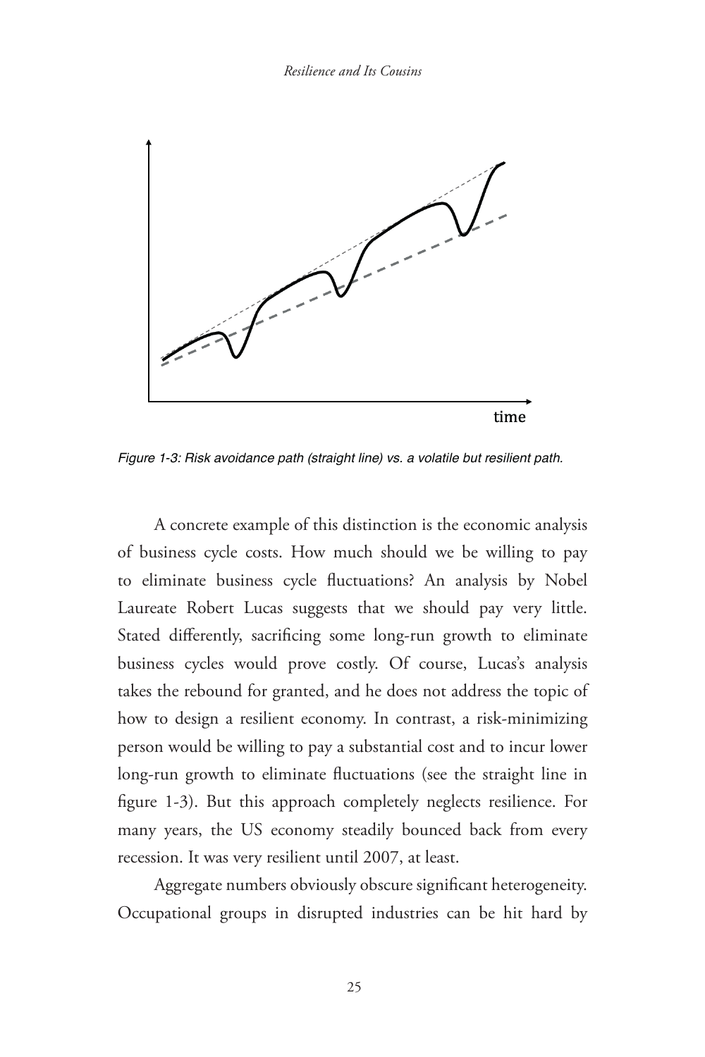Figure 1-3: Risk avoidance path (straight line) vs. a volatile but resilient path.

A concrete example of this distinction is the economic analysis of business cycle costs. How much should we be willing to pay to eliminate business cycle fluctuations? An analysis by Nobel Laureate Robert Lucas suggests that we should pay very little. Stated differently, sacrificing some long-run growth to eliminate business cycles would prove costly. Of course, Lucas's analysis takes the rebound for granted, and he does not address the topic of how to design a resilient economy. In contrast, a risk-minimizing person would be willing to pay a substantial cost and to incur lower long-run growth to eliminate fluctuations (see the straight line in figure 1-3). But this approach completely neglects resilience. For many years, the US economy steadily bounced back from every recession. It was very resilient until 2007, at least.

Aggregate numbers obviously obscure significant heterogeneity. Occupational groups in disrupted industries can be hit hard by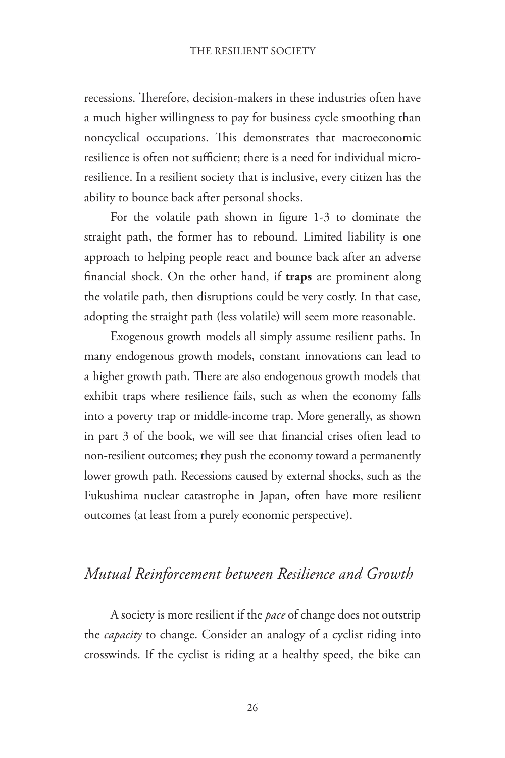recessions. Therefore, decision-makers in these industries often have a much higher willingness to pay for business cycle smoothing than noncyclical occupations. This demonstrates that macroeconomic resilience is often not sufficient; there is a need for individual micro-resilience. In a resilient society that is inclusive, every citizen has the ability to bounce back after personal shocks.

For the volatile path shown in figure 1-3 to dominate the straight path, the former has to rebound. Limited liability is one approach to helping people react and bounce back after an adverse financial shock. On the other hand, if **traps** are prominent along the volatile path, then disruptions could be very costly. In that case, adopting the straight path (less volatile) will seem more reasonable.

Exogenous growth models all simply assume resilient paths. In many endogenous growth models, constant innovations can lead to a higher growth path. There are also endogenous growth models that exhibit traps where resilience fails, such as when the economy falls into a poverty trap or middle-income trap. More generally, as shown in part 3 of the book, we will see that financial crises often lead to non-resilient outcomes; they push the economy toward a permanently lower growth path. Recessions caused by external shocks, such as the Fukushima nuclear catastrophe in Japan, often have more resilient outcomes (at least from a purely economic perspective).

## *Mutual Reinforcement between Resilience and Growth*

A society is more resilient if the *pace* of change does not outstrip the *capacity* to change. Consider an analogy of a cyclist riding into crosswinds. If the cyclist is riding at a healthy speed, the bike can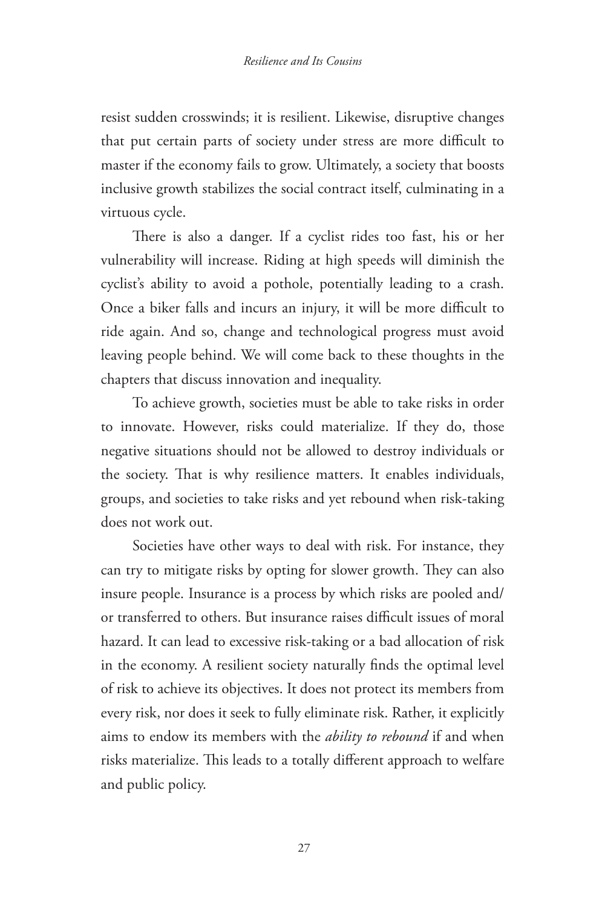resist sudden crosswinds; it is resilient. Likewise, disruptive changes that put certain parts of society under stress are more difficult to master if the economy fails to grow. Ultimately, a society that boosts inclusive growth stabilizes the social contract itself, culminating in a virtuous cycle.

There is also a danger. If a cyclist rides too fast, his or her vulnerability will increase. Riding at high speeds will diminish the cyclist's ability to avoid a pothole, potentially leading to a crash. Once a biker falls and incurs an injury, it will be more difficult to ride again. And so, change and technological progress must avoid leaving people behind. We will come back to these thoughts in the chapters that discuss innovation and inequality.

To achieve growth, societies must be able to take risks in order to innovate. However, risks could materialize. If they do, those negative situations should not be allowed to destroy individuals or the society. That is why resilience matters. It enables individuals, groups, and societies to take risks and yet rebound when risk-taking does not work out.

Societies have other ways to deal with risk. For instance, they can try to mitigate risks by opting for slower growth. They can also insure people. Insurance is a process by which risks are pooled and/or transferred to others. But insurance raises difficult issues of moral hazard. It can lead to excessive risk-taking or a bad allocation of risk in the economy. A resilient society naturally finds the optimal level of risk to achieve its objectives. It does not protect its members from every risk, nor does it seek to fully eliminate risk. Rather, it explicitly aims to endow its members with the *ability to rebound* if and when risks materialize. This leads to a totally different approach to welfare and public policy.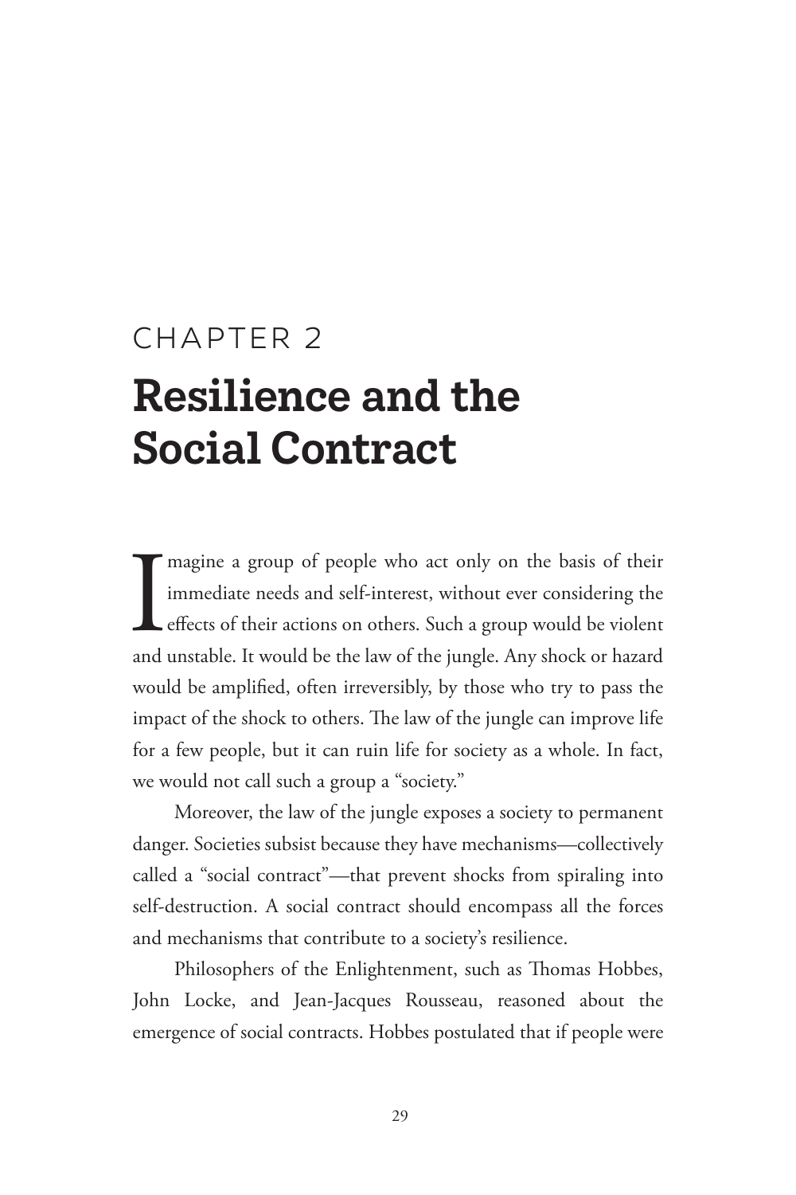# CHAPTER 2

# Resilience and the Social Contract

Imagine a group of people who act only on the basis of their immediate needs and self-interest, without ever considering the effects of their actions on others. Such a group would be violent and unstable. It would be the law of the jungle. Any shock or hazard would be amplified, often irreversibly, by those who try to pass the impact of the shock to others. The law of the jungle can improve life for a few people, but it can ruin life for society as a whole. In fact, we would not call such a group a "society."

Moreover, the law of the jungle exposes a society to permanent danger. Societies subsist because they have mechanisms—collectively called a "social contract"—that prevent shocks from spiraling into self-destruction. A social contract should encompass all the forces and mechanisms that contribute to a society's resilience.

Philosophers of the Enlightenment, such as Thomas Hobbes, John Locke, and Jean-Jacques Rousseau, reasoned about the emergence of social contracts. Hobbes postulated that if people were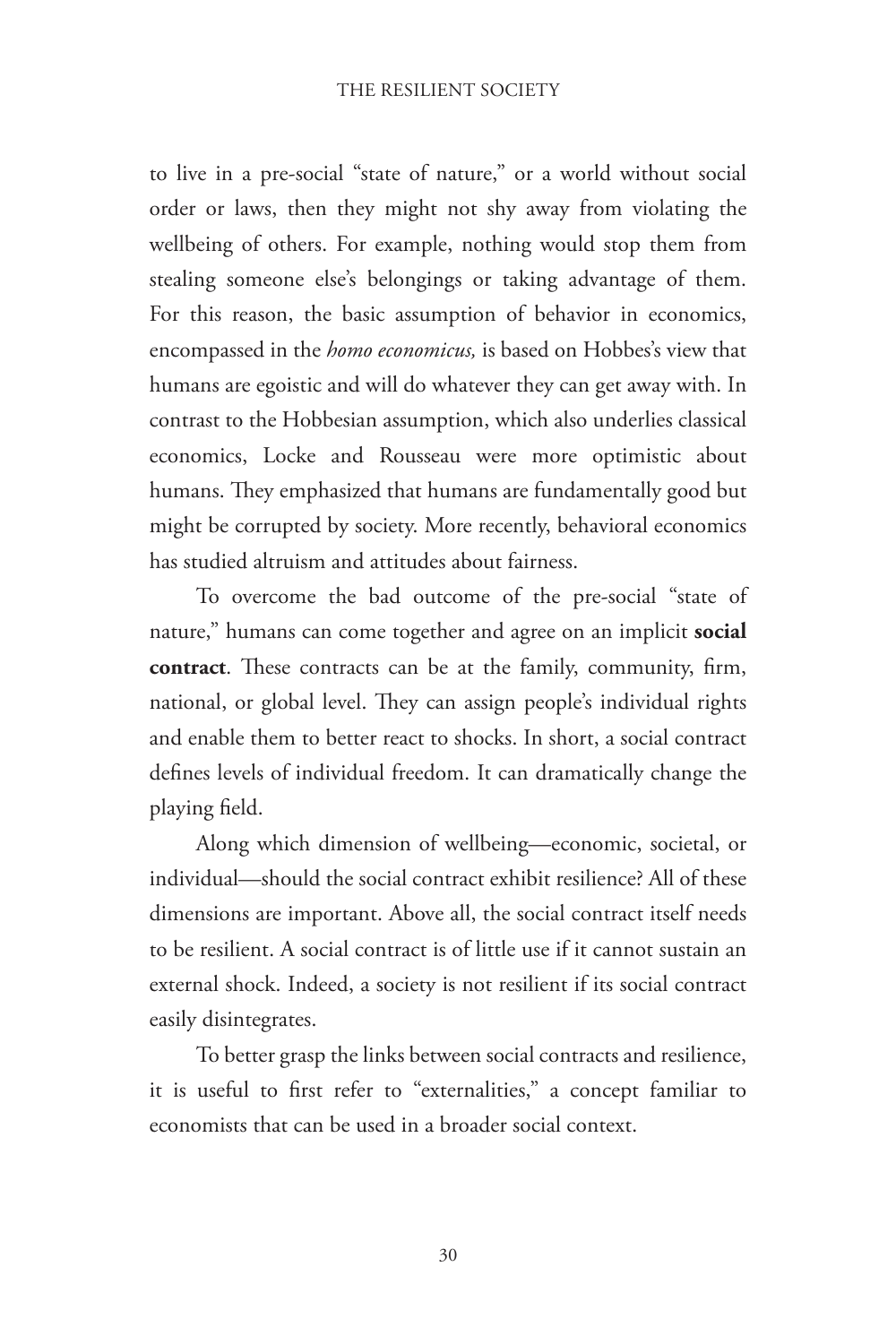to live in a pre-social "state of nature," or a world without social order or laws, then they might not shy away from violating the wellbeing of others. For example, nothing would stop them from stealing someone else's belongings or taking advantage of them. For this reason, the basic assumption of behavior in economics, encompassed in the *homo economicus,* is based on Hobbes's view that humans are egoistic and will do whatever they can get away with. In contrast to the Hobbesian assumption, which also underlies classical economics, Locke and Rousseau were more optimistic about humans. They emphasized that humans are fundamentally good but might be corrupted by society. More recently, behavioral economics has studied altruism and attitudes about fairness.

To overcome the bad outcome of the pre-social "state of nature," humans can come together and agree on an implicit **social contract**. These contracts can be at the family, community, firm, national, or global level. They can assign people's individual rights and enable them to better react to shocks. In short, a social contract defines levels of individual freedom. It can dramatically change the playing field.

Along which dimension of wellbeing—economic, societal, or individual—should the social contract exhibit resilience? All of these dimensions are important. Above all, the social contract itself needs to be resilient. A social contract is of little use if it cannot sustain an external shock. Indeed, a society is not resilient if its social contract easily disintegrates.

To better grasp the links between social contracts and resilience, it is useful to first refer to "externalities," a concept familiar to economists that can be used in a broader social context.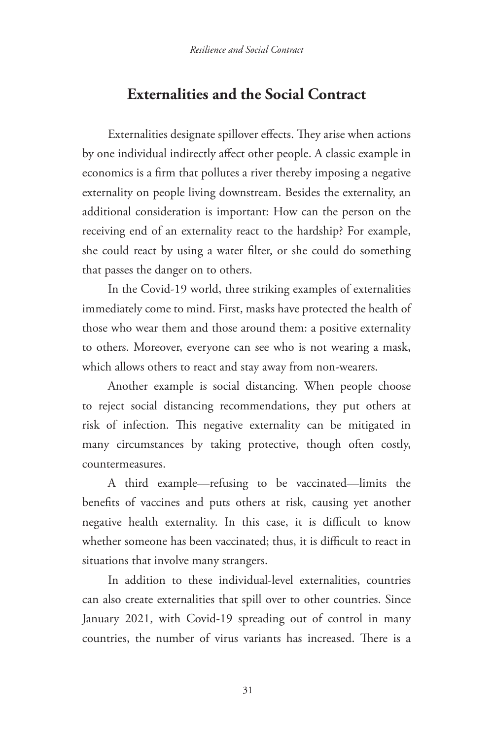## Externalities and the Social Contract

Externalities designate spillover effects. They arise when actions by one individual indirectly affect other people. A classic example in economics is a firm that pollutes a river thereby imposing a negative externality on people living downstream. Besides the externality, an additional consideration is important: How can the person on the receiving end of an externality react to the hardship? For example, she could react by using a water filter, or she could do something that passes the danger on to others.

In the Covid-19 world, three striking examples of externalities immediately come to mind. First, masks have protected the health of those who wear them and those around them: a positive externality to others. Moreover, everyone can see who is not wearing a mask, which allows others to react and stay away from non-wearers.

Another example is social distancing. When people choose to reject social distancing recommendations, they put others at risk of infection. This negative externality can be mitigated in many circumstances by taking protective, though often costly, countermeasures.

A third example—refusing to be vaccinated—limits the benefits of vaccines and puts others at risk, causing yet another negative health externality. In this case, it is difficult to know whether someone has been vaccinated; thus, it is difficult to react in situations that involve many strangers.

In addition to these individual-level externalities, countries can also create externalities that spill over to other countries. Since January 2021, with Covid-19 spreading out of control in many countries, the number of virus variants has increased. There is a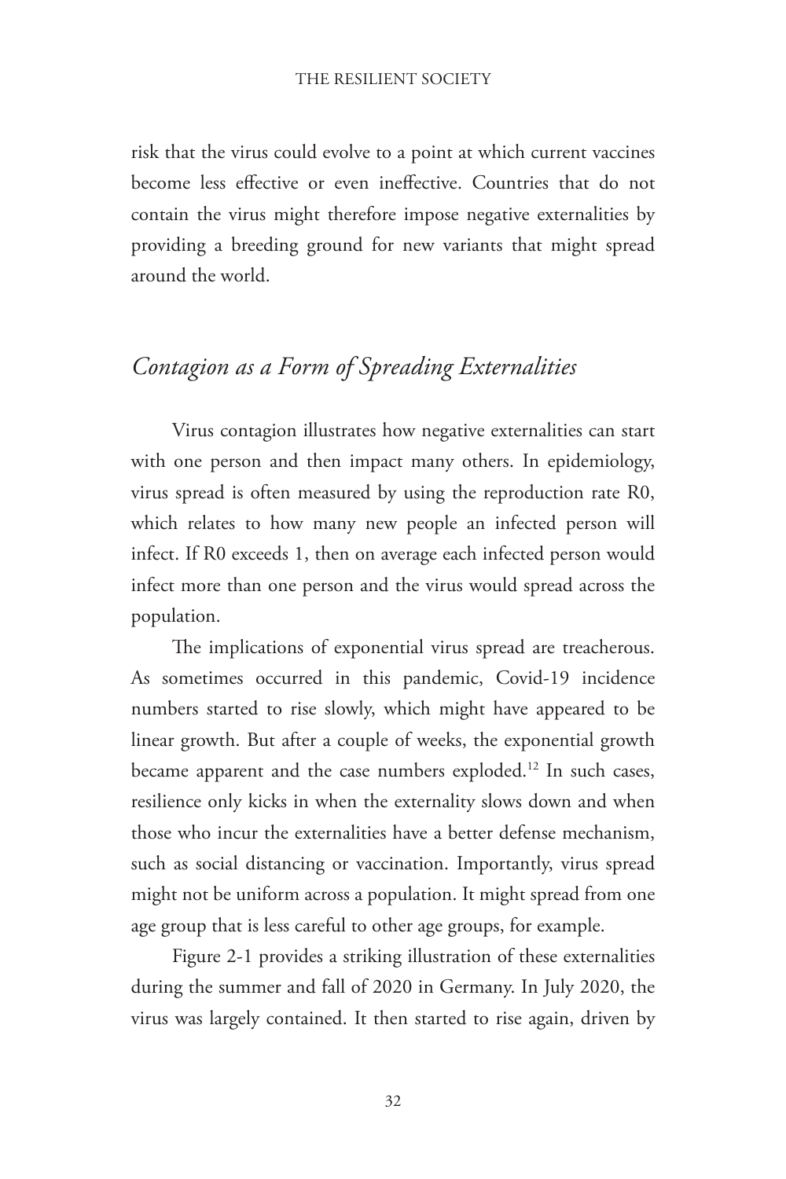risk that the virus could evolve to a point at which current vaccines become less effective or even ineffective. Countries that do not contain the virus might therefore impose negative externalities by providing a breeding ground for new variants that might spread around the world.

## *Contagion as a Form of Spreading Externalities*

Virus contagion illustrates how negative externalities can start with one person and then impact many others. In epidemiology, virus spread is often measured by using the reproduction rate R0, which relates to how many new people an infected person will infect. If R0 exceeds 1, then on average each infected person would infect more than one person and the virus would spread across the population.

The implications of exponential virus spread are treacherous. As sometimes occurred in this pandemic, Covid-19 incidence numbers started to rise slowly, which might have appeared to be linear growth. But after a couple of weeks, the exponential growth became apparent and the case numbers exploded.[12] In such cases, resilience only kicks in when the externality slows down and when those who incur the externalities have a better defense mechanism, such as social distancing or vaccination. Importantly, virus spread might not be uniform across a population. It might spread from one age group that is less careful to other age groups, for example.

Figure 2-1 provides a striking illustration of these externalities during the summer and fall of 2020 in Germany. In July 2020, the virus was largely contained. It then started to rise again, driven by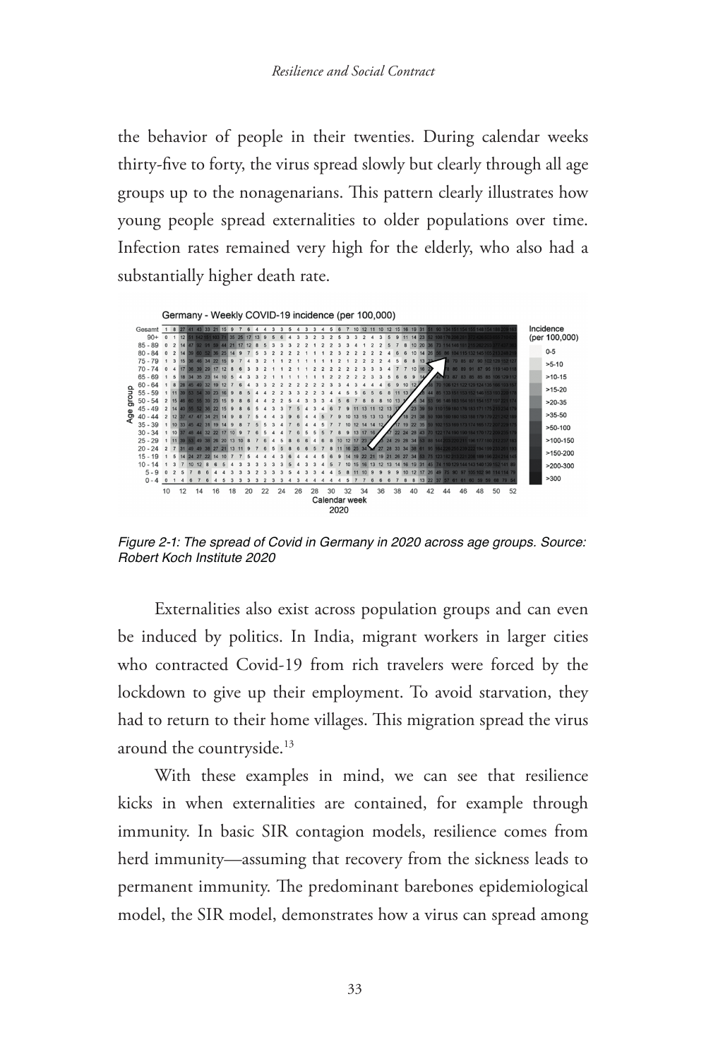the behavior of people in their twenties. During calendar weeks thirty-five to forty, the virus spread slowly but clearly through all age groups up to the nonagenarians. This pattern clearly illustrates how young people spread externalities to older populations over time. Infection rates remained very high for the elderly, who also had a substantially higher death rate.

*Figure 2-1: The spread of Covid in Germany in 2020 across age groups. Source: Robert Koch Institute 2020*

Externalities also exist across population groups and can even be induced by politics. In India, migrant workers in larger cities who contracted Covid-19 from rich travelers were forced by the lockdown to give up their employment. To avoid starvation, they had to return to their home villages. This migration spread the virus around the countryside.[13]

With these examples in mind, we can see that resilience kicks in when externalities are contained, for example through immunity. In basic SIR contagion models, resilience comes from herd immunity—assuming that recovery from the sickness leads to permanent immunity. The predominant barebones epidemiological model, the SIR model, demonstrates how a virus can spread among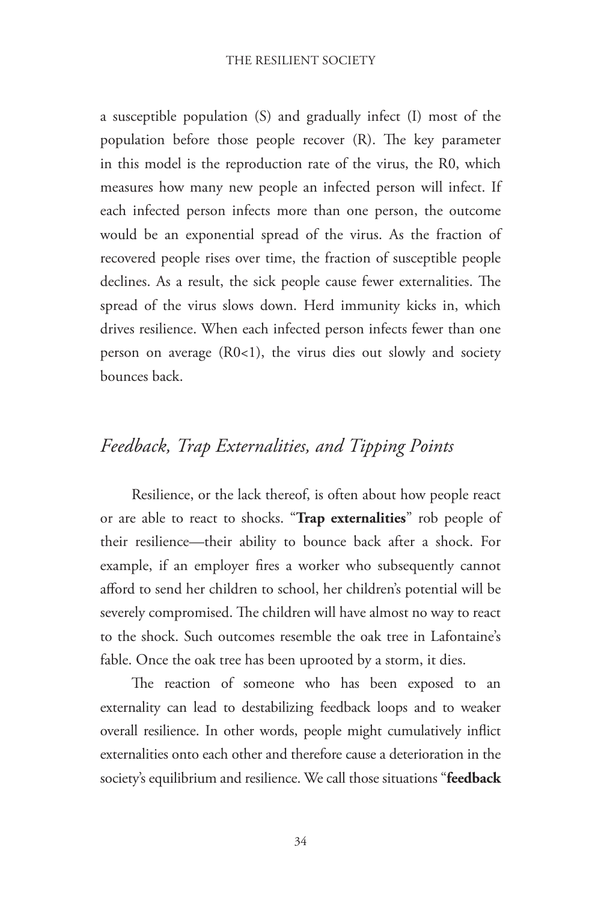a susceptible population (S) and gradually infect (I) most of the population before those people recover (R). The key parameter in this model is the reproduction rate of the virus, the R0, which measures how many new people an infected person will infect. If each infected person infects more than one person, the outcome would be an exponential spread of the virus. As the fraction of recovered people rises over time, the fraction of susceptible people declines. As a result, the sick people cause fewer externalities. The spread of the virus slows down. Herd immunity kicks in, which drives resilience. When each infected person infects fewer than one person on average (R0<1), the virus dies out slowly and society bounces back.

## *Feedback, Trap Externalities, and Tipping Points*

Resilience, or the lack thereof, is often about how people react or are able to react to shocks. "**Trap externalities**" rob people of their resilience—their ability to bounce back after a shock. For example, if an employer fires a worker who subsequently cannot afford to send her children to school, her children's potential will be severely compromised. The children will have almost no way to react to the shock. Such outcomes resemble the oak tree in Lafontaine's fable. Once the oak tree has been uprooted by a storm, it dies.

The reaction of someone who has been exposed to an externality can lead to destabilizing feedback loops and to weaker overall resilience. In other words, people might cumulatively inflict externalities onto each other and therefore cause a deterioration in the society's equilibrium and resilience. We call those situations "**feedback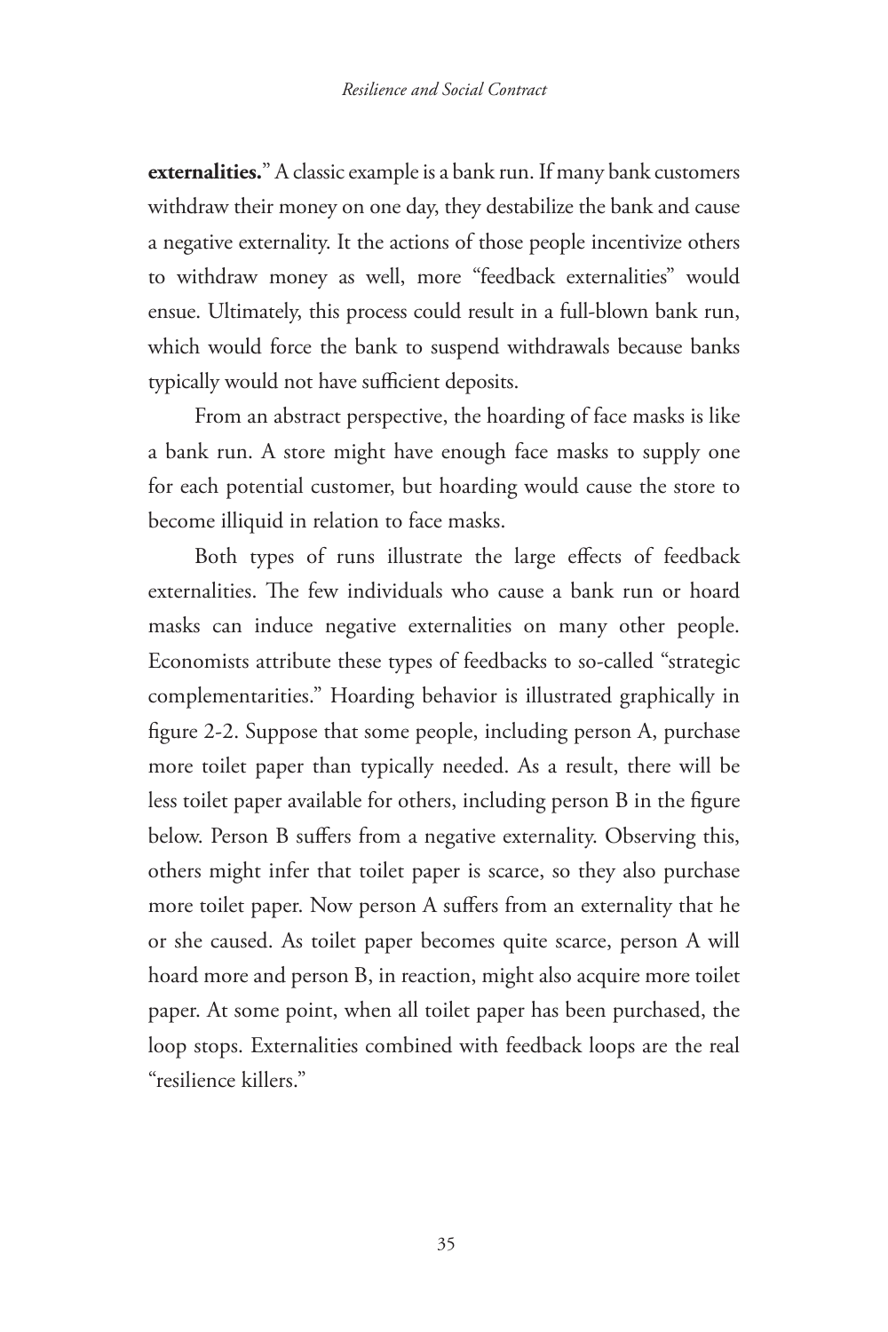**externalities.**" A classic example is a bank run. If many bank customers withdraw their money on one day, they destabilize the bank and cause a negative externality. It the actions of those people incentivize others to withdraw money as well, more "feedback externalities" would ensue. Ultimately, this process could result in a full-blown bank run, which would force the bank to suspend withdrawals because banks typically would not have sufficient deposits.

From an abstract perspective, the hoarding of face masks is like a bank run. A store might have enough face masks to supply one for each potential customer, but hoarding would cause the store to become illiquid in relation to face masks.

Both types of runs illustrate the large effects of feedback externalities. The few individuals who cause a bank run or hoard masks can induce negative externalities on many other people. Economists attribute these types of feedbacks to so-called "strategic complementarities." Hoarding behavior is illustrated graphically in figure 2-2. Suppose that some people, including person A, purchase more toilet paper than typically needed. As a result, there will be less toilet paper available for others, including person B in the figure below. Person B suffers from a negative externality. Observing this, others might infer that toilet paper is scarce, so they also purchase more toilet paper. Now person A suffers from an externality that he or she caused. As toilet paper becomes quite scarce, person A will hoard more and person B, in reaction, might also acquire more toilet paper. At some point, when all toilet paper has been purchased, the loop stops. Externalities combined with feedback loops are the real "resilience killers."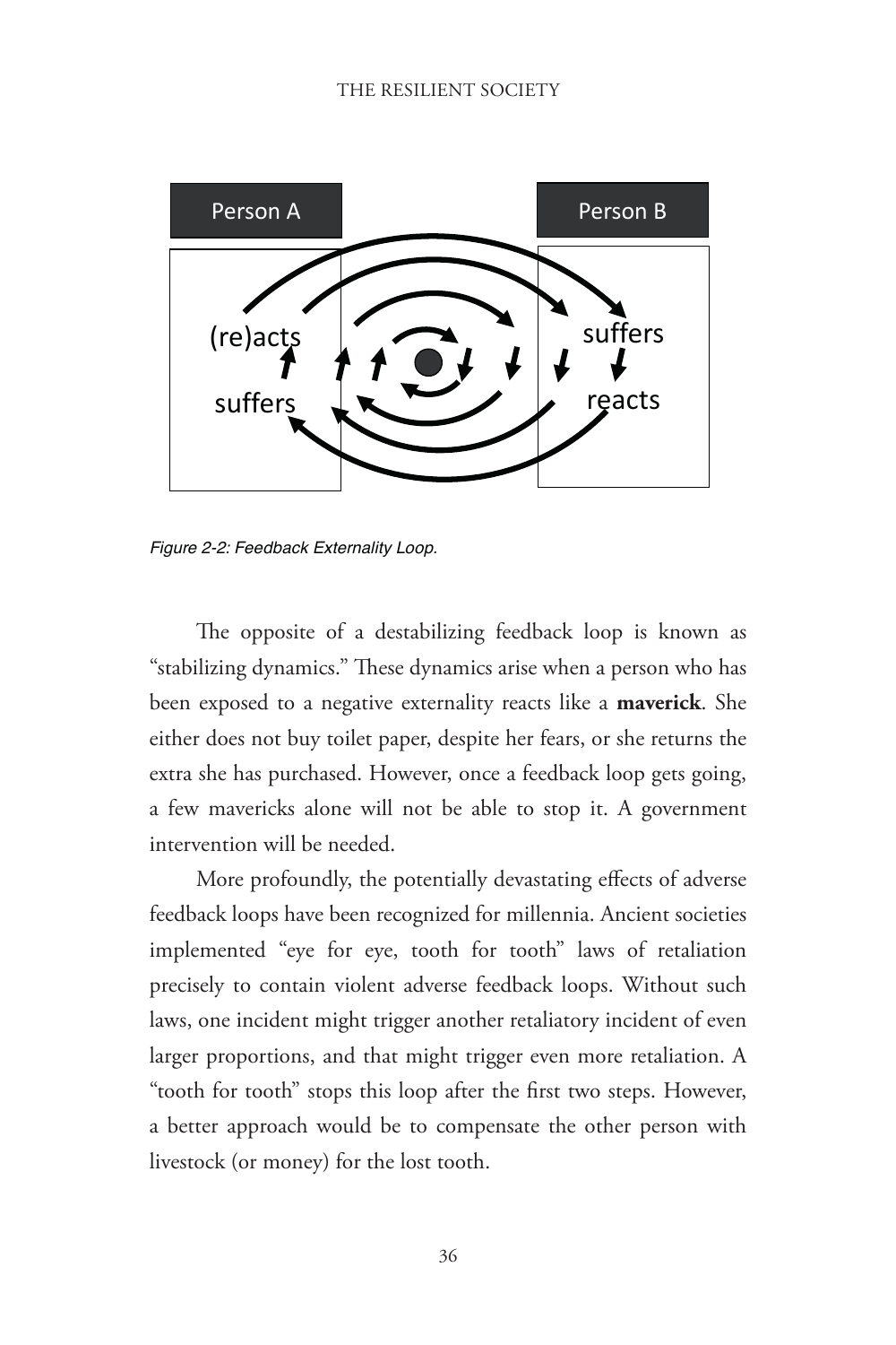*Figure 2-2: Feedback Externality Loop.*

The opposite of a destabilizing feedback loop is known as "stabilizing dynamics." These dynamics arise when a person who has been exposed to a negative externality reacts like a **maverick**. She either does not buy toilet paper, despite her fears, or she returns the extra she has purchased. However, once a feedback loop gets going, a few mavericks alone will not be able to stop it. A government intervention will be needed.

More profoundly, the potentially devastating effects of adverse feedback loops have been recognized for millennia. Ancient societies implemented "eye for eye, tooth for tooth" laws of retaliation precisely to contain violent adverse feedback loops. Without such laws, one incident might trigger another retaliatory incident of even larger proportions, and that might trigger even more retaliation. A "tooth for tooth" stops this loop after the first two steps. However, a better approach would be to compensate the other person with livestock (or money) for the lost tooth.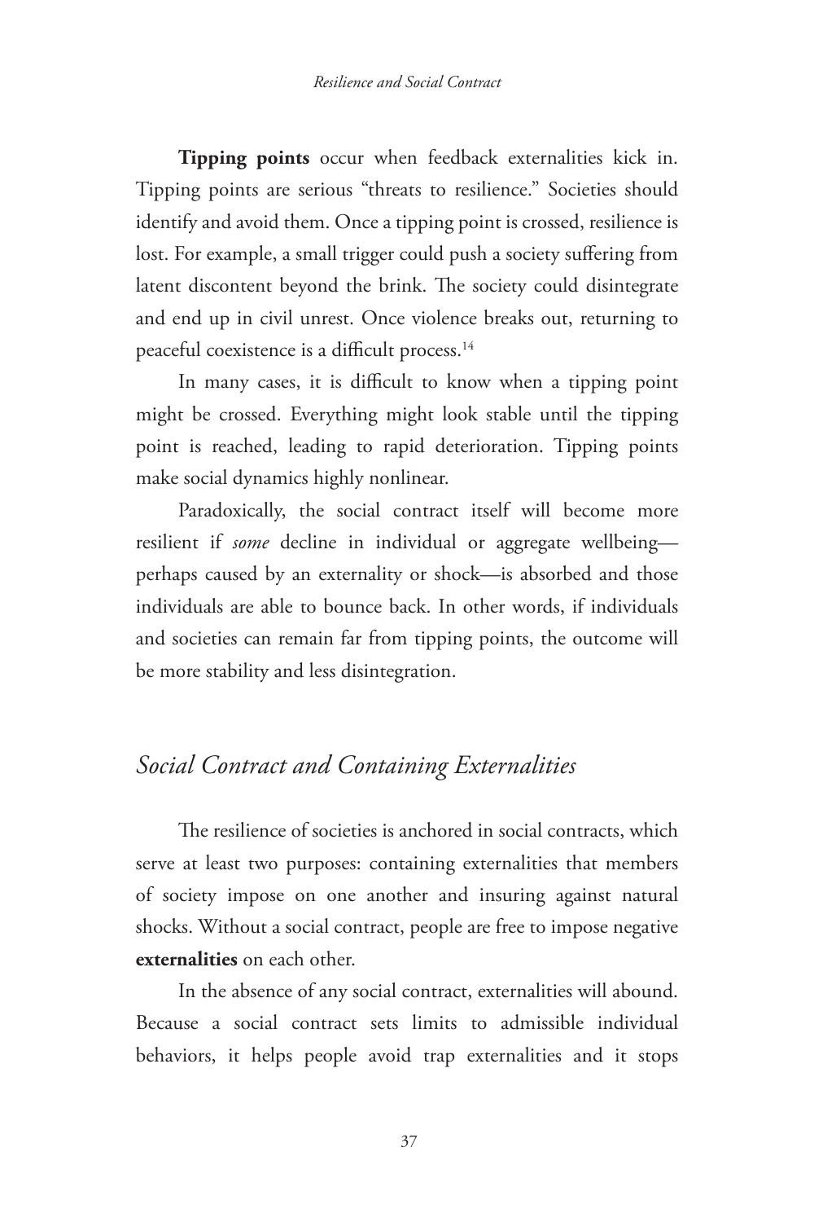**Tipping points** occur when feedback externalities kick in. Tipping points are serious "threats to resilience." Societies should identify and avoid them. Once a tipping point is crossed, resilience is lost. For example, a small trigger could push a society suffering from latent discontent beyond the brink. The society could disintegrate and end up in civil unrest. Once violence breaks out, returning to peaceful coexistence is a difficult process.[14]

In many cases, it is difficult to know when a tipping point might be crossed. Everything might look stable until the tipping point is reached, leading to rapid deterioration. Tipping points make social dynamics highly nonlinear.

Paradoxically, the social contract itself will become more resilient if *some* decline in individual or aggregate wellbeing—perhaps caused by an externality or shock—is absorbed and those individuals are able to bounce back. In other words, if individuals and societies can remain far from tipping points, the outcome will be more stability and less disintegration.

## *Social Contract and Containing Externalities*

The resilience of societies is anchored in social contracts, which serve at least two purposes: containing externalities that members of society impose on one another and insuring against natural shocks. Without a social contract, people are free to impose negative **externalities** on each other.

In the absence of any social contract, externalities will abound. Because a social contract sets limits to admissible individual behaviors, it helps people avoid trap externalities and it stops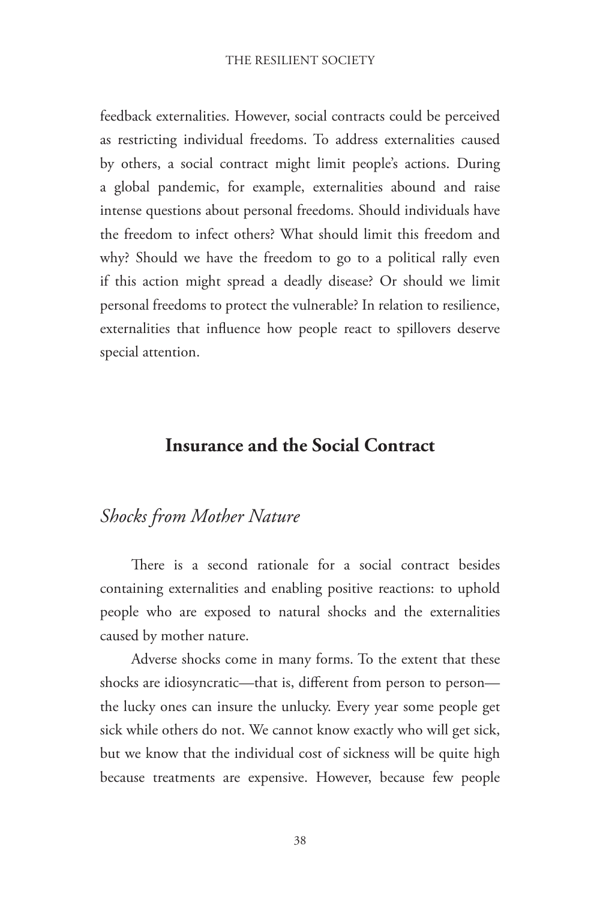feedback externalities. However, social contracts could be perceived as restricting individual freedoms. To address externalities caused by others, a social contract might limit people's actions. During a global pandemic, for example, externalities abound and raise intense questions about personal freedoms. Should individuals have the freedom to infect others? What should limit this freedom and why? Should we have the freedom to go to a political rally even if this action might spread a deadly disease? Or should we limit personal freedoms to protect the vulnerable? In relation to resilience, externalities that influence how people react to spillovers deserve special attention.

## Insurance and the Social Contract

### *Shocks from Mother Nature*

There is a second rationale for a social contract besides containing externalities and enabling positive reactions: to uphold people who are exposed to natural shocks and the externalities caused by mother nature.

Adverse shocks come in many forms. To the extent that these shocks are idiosyncratic—that is, different from person to person—the lucky ones can insure the unlucky. Every year some people get sick while others do not. We cannot know exactly who will get sick, but we know that the individual cost of sickness will be quite high because treatments are expensive. However, because few people